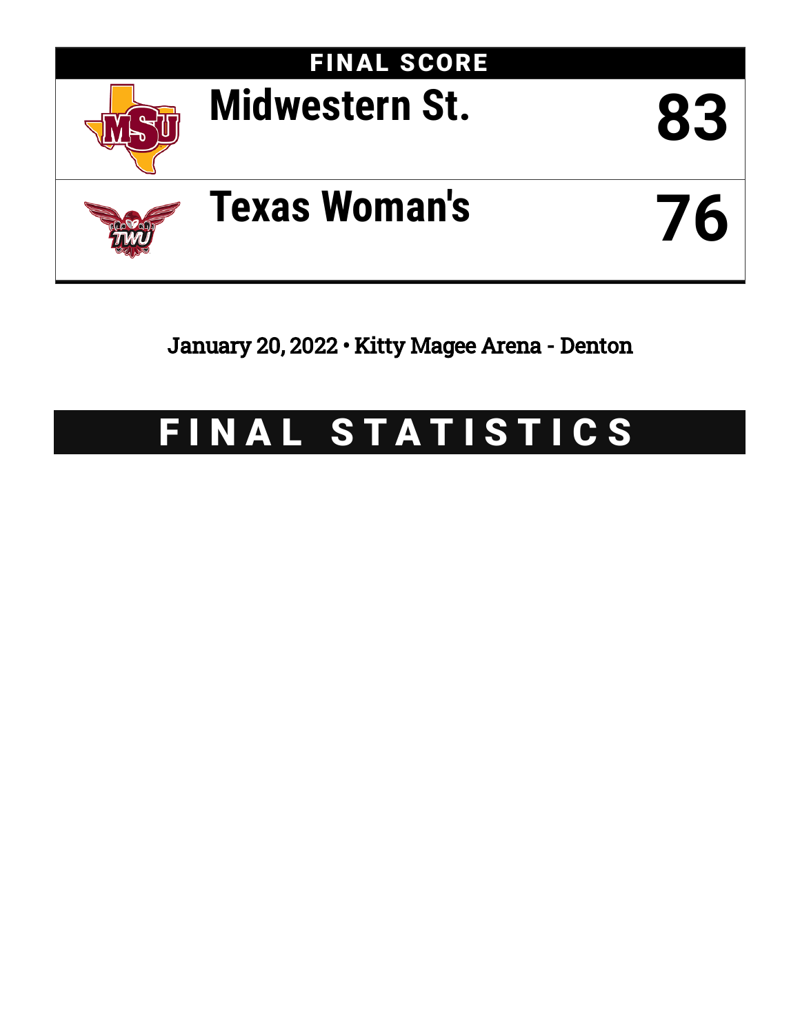# FINAL SCORE

| | |
|---|---|
| Midwestern St. | 83 |
| Texas Woman's | 76 |

January 20, 2022 • Kitty Magee Arena - Denton

# FINAL STATISTICS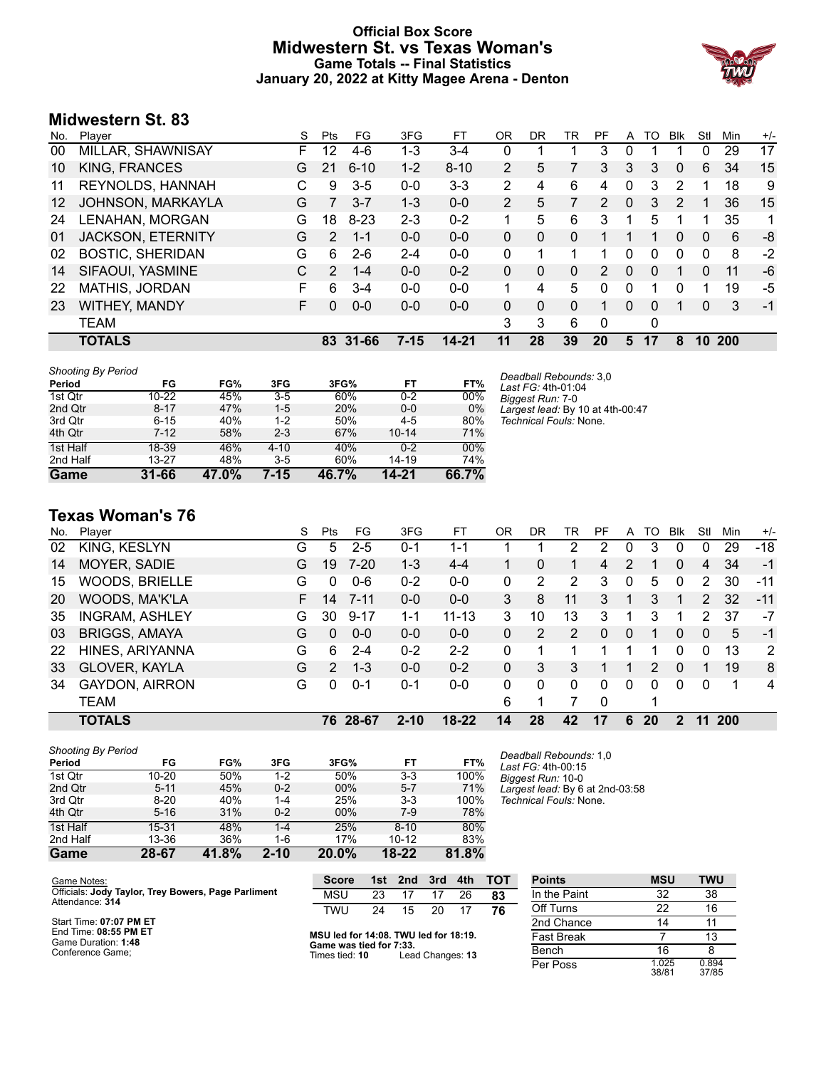# Official Box Score
# Midwestern St. vs Texas Woman's
## Game Totals -- Final Statistics
## January 20, 2022 at Kitty Magee Arena - Denton

## Midwestern St. 83

| No. | Player | S | Pts | FG | 3FG | FT | OR | DR | TR | PF | A | TO | Blk | Stl | Min | +/- |
|---|---|---|---|---|---|---|---|---|---|---|---|---|---|---|---|---|
| 00 | MILLAR, SHAWNISAY | F | 12 | 4-6 | 1-3 | 3-4 | 0 | 1 | 1 | 3 | 0 | 1 | 1 | 0 | 29 | 17 |
| 10 | KING, FRANCES | G | 21 | 6-10 | 1-2 | 8-10 | 2 | 5 | 7 | 3 | 3 | 3 | 0 | 6 | 34 | 15 |
| 11 | REYNOLDS, HANNAH | C | 9 | 3-5 | 0-0 | 3-3 | 2 | 4 | 6 | 4 | 0 | 3 | 2 | 1 | 18 | 9 |
| 12 | JOHNSON, MARKAYLA | G | 7 | 3-7 | 1-3 | 0-0 | 2 | 5 | 7 | 2 | 0 | 3 | 2 | 1 | 36 | 15 |
| 24 | LENAHAN, MORGAN | G | 18 | 8-23 | 2-3 | 0-2 | 1 | 5 | 6 | 3 | 1 | 5 | 1 | 1 | 35 | 1 |
| 01 | JACKSON, ETERNITY | G | 2 | 1-1 | 0-0 | 0-0 | 0 | 0 | 0 | 1 | 1 | 1 | 0 | 0 | 6 | -8 |
| 02 | BOSTIC, SHERIDAN | G | 6 | 2-6 | 2-4 | 0-0 | 0 | 1 | 1 | 1 | 0 | 0 | 0 | 0 | 8 | -2 |
| 14 | SIFAOUI, YASMINE | C | 2 | 1-4 | 0-0 | 0-2 | 0 | 0 | 0 | 2 | 0 | 0 | 1 | 0 | 11 | -6 |
| 22 | MATHIS, JORDAN | F | 6 | 3-4 | 0-0 | 0-0 | 1 | 4 | 5 | 0 | 0 | 1 | 0 | 1 | 19 | -5 |
| 23 | WITHEY, MANDY | F | 0 | 0-0 | 0-0 | 0-0 | 0 | 0 | 0 | 1 | 0 | 0 | 1 | 0 | 3 | -1 |
| | TEAM | | | | | | 3 | 3 | 6 | 0 | | 0 | | | | |
| | **TOTALS** | | **83** | **31-66** | **7-15** | **14-21** | **11** | **28** | **39** | **20** | **5** | **17** | **8** | **10** | **200** | |

*Shooting By Period*

| Period | FG | FG% | 3FG | 3FG% | FT | FT% |
|---|---|---|---|---|---|---|
| 1st Qtr | 10-22 | 45% | 3-5 | 60% | 0-2 | 00% |
| 2nd Qtr | 8-17 | 47% | 1-5 | 20% | 0-0 | 0% |
| 3rd Qtr | 6-15 | 40% | 1-2 | 50% | 4-5 | 80% |
| 4th Qtr | 7-12 | 58% | 2-3 | 67% | 10-14 | 71% |
| 1st Half | 18-39 | 46% | 4-10 | 40% | 0-2 | 00% |
| 2nd Half | 13-27 | 48% | 3-5 | 60% | 14-19 | 74% |
| **Game** | **31-66** | **47.0%** | **7-15** | **46.7%** | **14-21** | **66.7%** |

*Deadball Rebounds:* 3,0
*Last FG:* 4th-01:04
*Biggest Run:* 7-0
*Largest lead:* By 10 at 4th-00:47
*Technical Fouls:* None.

## Texas Woman's 76

| No. | Player | S | Pts | FG | 3FG | FT | OR | DR | TR | PF | A | TO | Blk | Stl | Min | +/- |
|---|---|---|---|---|---|---|---|---|---|---|---|---|---|---|---|---|
| 02 | KING, KESLYN | G | 5 | 2-5 | 0-1 | 1-1 | 1 | 1 | 2 | 2 | 0 | 3 | 0 | 0 | 29 | -18 |
| 14 | MOYER, SADIE | G | 19 | 7-20 | 1-3 | 4-4 | 1 | 0 | 1 | 4 | 2 | 1 | 0 | 4 | 34 | -1 |
| 15 | WOODS, BRIELLE | G | 0 | 0-6 | 0-2 | 0-0 | 0 | 2 | 2 | 3 | 0 | 5 | 0 | 2 | 30 | -11 |
| 20 | WOODS, MA'K'LA | F | 14 | 7-11 | 0-0 | 0-0 | 3 | 8 | 11 | 3 | 1 | 3 | 1 | 2 | 32 | -11 |
| 35 | INGRAM, ASHLEY | G | 30 | 9-17 | 1-1 | 11-13 | 3 | 10 | 13 | 3 | 1 | 3 | 1 | 2 | 37 | -7 |
| 03 | BRIGGS, AMAYA | G | 0 | 0-0 | 0-0 | 0-0 | 0 | 2 | 2 | 0 | 0 | 1 | 0 | 0 | 5 | -1 |
| 22 | HINES, ARIYANNA | G | 6 | 2-4 | 0-2 | 2-2 | 0 | 1 | 1 | 1 | 1 | 1 | 0 | 0 | 13 | 2 |
| 33 | GLOVER, KAYLA | G | 2 | 1-3 | 0-0 | 0-2 | 0 | 3 | 3 | 1 | 1 | 2 | 0 | 1 | 19 | 8 |
| 34 | GAYDON, AIRRON | G | 0 | 0-1 | 0-1 | 0-0 | 0 | 0 | 0 | 0 | 0 | 0 | 0 | 0 | 1 | 4 |
| | TEAM | | | | | | 6 | 1 | 7 | 0 | | 1 | | | | |
| | **TOTALS** | | **76** | **28-67** | **2-10** | **18-22** | **14** | **28** | **42** | **17** | **6** | **20** | **2** | **11** | **200** | |

*Shooting By Period*

| Period | FG | FG% | 3FG | 3FG% | FT | FT% |
|---|---|---|---|---|---|---|
| 1st Qtr | 10-20 | 50% | 1-2 | 50% | 3-3 | 100% |
| 2nd Qtr | 5-11 | 45% | 0-2 | 00% | 5-7 | 71% |
| 3rd Qtr | 8-20 | 40% | 1-4 | 25% | 3-3 | 100% |
| 4th Qtr | 5-16 | 31% | 0-2 | 00% | 7-9 | 78% |
| 1st Half | 15-31 | 48% | 1-4 | 25% | 8-10 | 80% |
| 2nd Half | 13-36 | 36% | 1-6 | 17% | 10-12 | 83% |
| **Game** | **28-67** | **41.8%** | **2-10** | **20.0%** | **18-22** | **81.8%** |

*Deadball Rebounds:* 1,0
*Last FG:* 4th-00:15
*Biggest Run:* 10-0
*Largest lead:* By 6 at 2nd-03:58
*Technical Fouls:* None.

Game Notes:
Officials: **Jody Taylor, Trey Bowers, Page Parliment**
Attendance: **314**

Start Time: **07:07 PM ET**
End Time: **08:55 PM ET**
Game Duration: **1:48**
Conference Game;

| Score | 1st | 2nd | 3rd | 4th | TOT |
|---|---|---|---|---|---|
| MSU | 23 | 17 | 17 | 26 | **83** |
| TWU | 24 | 15 | 20 | 17 | **76** |

**MSU led for 14:08. TWU led for 18:19.**
**Game was tied for 7:33.**
Times tied: **10** Lead Changes: **13**

| Points | MSU | TWU |
|---|---|---|
| In the Paint | 32 | 38 |
| Off Turns | 22 | 16 |
| 2nd Chance | 14 | 11 |
| Fast Break | 7 | 13 |
| Bench | 16 | 8 |
| Per Poss | 1.025 38/81 | 0.894 37/85 |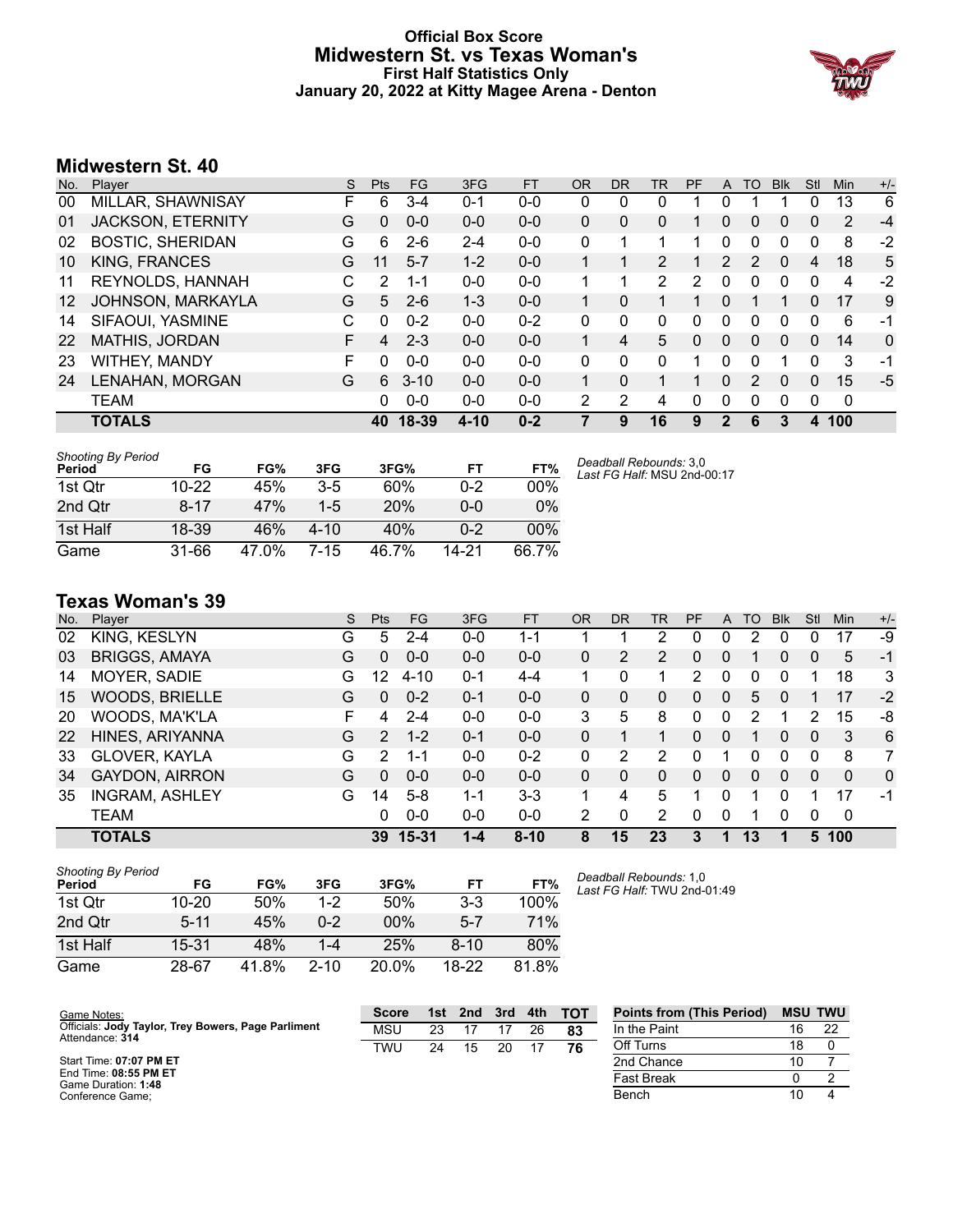# Official Box Score
# Midwestern St. vs Texas Woman's
## First Half Statistics Only
## January 20, 2022 at Kitty Magee Arena - Denton

## Midwestern St. 40

| No. | Player | S | Pts | FG | 3FG | FT | OR | DR | TR | PF | A | TO | Blk | Stl | Min | +/- |
|---|---|---|---|---|---|---|---|---|---|---|---|---|---|---|---|---|
| 00 | MILLAR, SHAWNISAY | F | 6 | 3-4 | 0-1 | 0-0 | 0 | 0 | 0 | 1 | 0 | 1 | 1 | 0 | 13 | 6 |
| 01 | JACKSON, ETERNITY | G | 0 | 0-0 | 0-0 | 0-0 | 0 | 0 | 0 | 1 | 0 | 0 | 0 | 0 | 2 | -4 |
| 02 | BOSTIC, SHERIDAN | G | 6 | 2-6 | 2-4 | 0-0 | 0 | 1 | 1 | 1 | 0 | 0 | 0 | 0 | 8 | -2 |
| 10 | KING, FRANCES | G | 11 | 5-7 | 1-2 | 0-0 | 1 | 1 | 2 | 1 | 2 | 2 | 0 | 4 | 18 | 5 |
| 11 | REYNOLDS, HANNAH | C | 2 | 1-1 | 0-0 | 0-0 | 1 | 1 | 2 | 2 | 0 | 0 | 0 | 0 | 4 | -2 |
| 12 | JOHNSON, MARKAYLA | G | 5 | 2-6 | 1-3 | 0-0 | 1 | 0 | 1 | 1 | 0 | 1 | 1 | 0 | 17 | 9 |
| 14 | SIFAOUI, YASMINE | C | 0 | 0-2 | 0-0 | 0-2 | 0 | 0 | 0 | 0 | 0 | 0 | 0 | 0 | 6 | -1 |
| 22 | MATHIS, JORDAN | F | 4 | 2-3 | 0-0 | 0-0 | 1 | 4 | 5 | 0 | 0 | 0 | 0 | 0 | 14 | 0 |
| 23 | WITHEY, MANDY | F | 0 | 0-0 | 0-0 | 0-0 | 0 | 0 | 0 | 1 | 0 | 0 | 1 | 0 | 3 | -1 |
| 24 | LENAHAN, MORGAN | G | 6 | 3-10 | 0-0 | 0-0 | 1 | 0 | 1 | 1 | 0 | 2 | 0 | 0 | 15 | -5 |
| | TEAM | | 0 | 0-0 | 0-0 | 0-0 | 2 | 2 | 4 | 0 | 0 | 0 | 0 | 0 | 0 | |
| | **TOTALS** | | **40** | **18-39** | **4-10** | **0-2** | **7** | **9** | **16** | **9** | **2** | **6** | **3** | **4** | **100** | |

*Shooting By Period*

| Period | FG | FG% | 3FG | 3FG% | FT | FT% |
|---|---|---|---|---|---|---|
| 1st Qtr | 10-22 | 45% | 3-5 | 60% | 0-2 | 00% |
| 2nd Qtr | 8-17 | 47% | 1-5 | 20% | 0-0 | 0% |
| 1st Half | 18-39 | 46% | 4-10 | 40% | 0-2 | 00% |
| Game | 31-66 | 47.0% | 7-15 | 46.7% | 14-21 | 66.7% |

*Deadball Rebounds:* 3,0
*Last FG Half:* MSU 2nd-00:17

## Texas Woman's 39

| No. | Player | S | Pts | FG | 3FG | FT | OR | DR | TR | PF | A | TO | Blk | Stl | Min | +/- |
|---|---|---|---|---|---|---|---|---|---|---|---|---|---|---|---|---|
| 02 | KING, KESLYN | G | 5 | 2-4 | 0-0 | 1-1 | 1 | 1 | 2 | 0 | 0 | 2 | 0 | 0 | 17 | -9 |
| 03 | BRIGGS, AMAYA | G | 0 | 0-0 | 0-0 | 0-0 | 0 | 2 | 2 | 0 | 0 | 1 | 0 | 0 | 5 | -1 |
| 14 | MOYER, SADIE | G | 12 | 4-10 | 0-1 | 4-4 | 1 | 0 | 1 | 2 | 0 | 0 | 0 | 1 | 18 | 3 |
| 15 | WOODS, BRIELLE | G | 0 | 0-2 | 0-1 | 0-0 | 0 | 0 | 0 | 0 | 0 | 5 | 0 | 1 | 17 | -2 |
| 20 | WOODS, MA'K'LA | F | 4 | 2-4 | 0-0 | 0-0 | 3 | 5 | 8 | 0 | 0 | 2 | 1 | 2 | 15 | -8 |
| 22 | HINES, ARIYANNA | G | 2 | 1-2 | 0-1 | 0-0 | 0 | 1 | 1 | 0 | 0 | 1 | 0 | 0 | 3 | 6 |
| 33 | GLOVER, KAYLA | G | 2 | 1-1 | 0-0 | 0-2 | 0 | 2 | 2 | 0 | 1 | 0 | 0 | 0 | 8 | 7 |
| 34 | GAYDON, AIRRON | G | 0 | 0-0 | 0-0 | 0-0 | 0 | 0 | 0 | 0 | 0 | 0 | 0 | 0 | 0 | 0 |
| 35 | INGRAM, ASHLEY | G | 14 | 5-8 | 1-1 | 3-3 | 1 | 4 | 5 | 1 | 0 | 1 | 0 | 1 | 17 | -1 |
| | TEAM | | 0 | 0-0 | 0-0 | 0-0 | 2 | 0 | 2 | 0 | 0 | 1 | 0 | 0 | 0 | |
| | **TOTALS** | | **39** | **15-31** | **1-4** | **8-10** | **8** | **15** | **23** | **3** | **1** | **13** | **1** | **5** | **100** | |

*Shooting By Period*

| Period | FG | FG% | 3FG | 3FG% | FT | FT% |
|---|---|---|---|---|---|---|
| 1st Qtr | 10-20 | 50% | 1-2 | 50% | 3-3 | 100% |
| 2nd Qtr | 5-11 | 45% | 0-2 | 00% | 5-7 | 71% |
| 1st Half | 15-31 | 48% | 1-4 | 25% | 8-10 | 80% |
| Game | 28-67 | 41.8% | 2-10 | 20.0% | 18-22 | 81.8% |

*Deadball Rebounds:* 1,0
*Last FG Half:* TWU 2nd-01:49

Game Notes:
Officials: **Jody Taylor, Trey Bowers, Page Parliment**
Attendance: **314**

Start Time: **07:07 PM ET**
End Time: **08:55 PM ET**
Game Duration: **1:48**
Conference Game;

| Score | 1st | 2nd | 3rd | 4th | TOT |
|---|---|---|---|---|---|
| MSU | 23 | 17 | 17 | 26 | **83** |
| TWU | 24 | 15 | 20 | 17 | **76** |

| Points from (This Period) | MSU | TWU |
|---|---|---|
| In the Paint | 16 | 22 |
| Off Turns | 18 | 0 |
| 2nd Chance | 10 | 7 |
| Fast Break | 0 | 2 |
| Bench | 10 | 4 |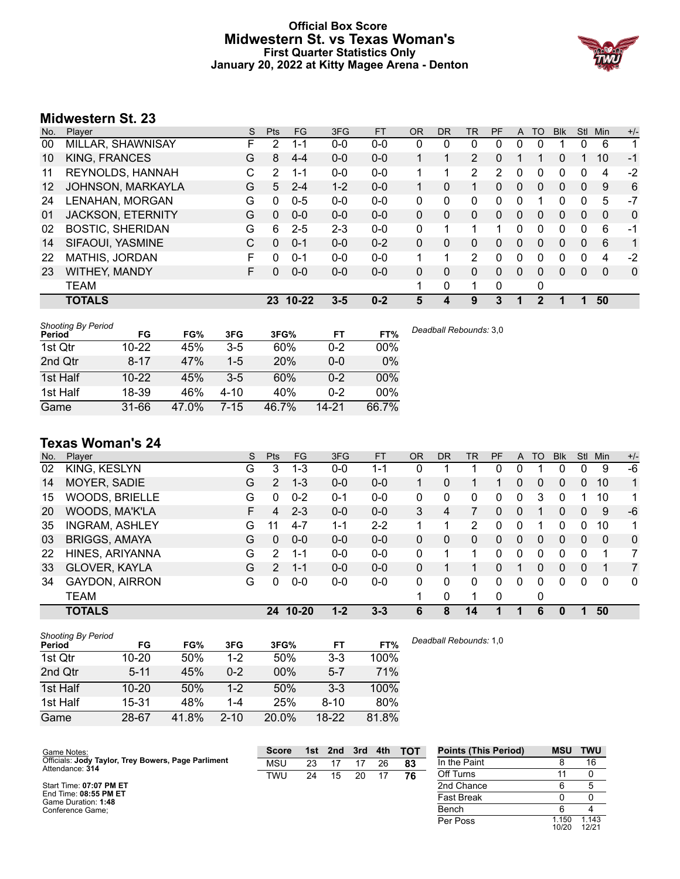# Official Box Score
## Midwestern St. vs Texas Woman's
### First Quarter Statistics Only
### January 20, 2022 at Kitty Magee Arena - Denton

## Midwestern St. 23

| No. | Player | S | Pts | FG | 3FG | FT | OR | DR | TR | PF | A | TO | Blk | Stl | Min | +/- |
|---|---|---|---|---|---|---|---|---|---|---|---|---|---|---|---|---|
| 00 | MILLAR, SHAWNISAY | F | 2 | 1-1 | 0-0 | 0-0 | 0 | 0 | 0 | 0 | 0 | 0 | 1 | 0 | 6 | 1 |
| 10 | KING, FRANCES | G | 8 | 4-4 | 0-0 | 0-0 | 1 | 1 | 2 | 0 | 1 | 1 | 0 | 1 | 10 | -1 |
| 11 | REYNOLDS, HANNAH | C | 2 | 1-1 | 0-0 | 0-0 | 1 | 1 | 2 | 2 | 0 | 0 | 0 | 0 | 4 | -2 |
| 12 | JOHNSON, MARKAYLA | G | 5 | 2-4 | 1-2 | 0-0 | 1 | 0 | 1 | 0 | 0 | 0 | 0 | 0 | 9 | 6 |
| 24 | LENAHAN, MORGAN | G | 0 | 0-5 | 0-0 | 0-0 | 0 | 0 | 0 | 0 | 0 | 1 | 0 | 0 | 5 | -7 |
| 01 | JACKSON, ETERNITY | G | 0 | 0-0 | 0-0 | 0-0 | 0 | 0 | 0 | 0 | 0 | 0 | 0 | 0 | 0 | 0 |
| 02 | BOSTIC, SHERIDAN | G | 6 | 2-5 | 2-3 | 0-0 | 0 | 1 | 1 | 1 | 0 | 0 | 0 | 0 | 6 | -1 |
| 14 | SIFAOUI, YASMINE | C | 0 | 0-1 | 0-0 | 0-2 | 0 | 0 | 0 | 0 | 0 | 0 | 0 | 0 | 6 | 1 |
| 22 | MATHIS, JORDAN | F | 0 | 0-1 | 0-0 | 0-0 | 1 | 1 | 2 | 0 | 0 | 0 | 0 | 0 | 4 | -2 |
| 23 | WITHEY, MANDY | F | 0 | 0-0 | 0-0 | 0-0 | 0 | 0 | 0 | 0 | 0 | 0 | 0 | 0 | 0 | 0 |
| | TEAM | | | | | | 1 | 0 | 1 | 0 | | 0 | | | | |
| | **TOTALS** | | **23** | **10-22** | **3-5** | **0-2** | **5** | **4** | **9** | **3** | **1** | **2** | **1** | **1** | **50** | |

*Shooting By Period*

| Period | FG | FG% | 3FG | 3FG% | FT | FT% |
|---|---|---|---|---|---|---|
| 1st Qtr | 10-22 | 45% | 3-5 | 60% | 0-2 | 00% |
| 2nd Qtr | 8-17 | 47% | 1-5 | 20% | 0-0 | 0% |
| 1st Half | 10-22 | 45% | 3-5 | 60% | 0-2 | 00% |
| 1st Half | 18-39 | 46% | 4-10 | 40% | 0-2 | 00% |
| Game | 31-66 | 47.0% | 7-15 | 46.7% | 14-21 | 66.7% |

*Deadball Rebounds:* 3,0

## Texas Woman's 24

| No. | Player | S | Pts | FG | 3FG | FT | OR | DR | TR | PF | A | TO | Blk | Stl | Min | +/- |
|---|---|---|---|---|---|---|---|---|---|---|---|---|---|---|---|---|
| 02 | KING, KESLYN | G | 3 | 1-3 | 0-0 | 1-1 | 0 | 1 | 1 | 0 | 0 | 1 | 0 | 0 | 9 | -6 |
| 14 | MOYER, SADIE | G | 2 | 1-3 | 0-0 | 0-0 | 1 | 0 | 1 | 1 | 0 | 0 | 0 | 0 | 10 | 1 |
| 15 | WOODS, BRIELLE | G | 0 | 0-2 | 0-1 | 0-0 | 0 | 0 | 0 | 0 | 0 | 3 | 0 | 1 | 10 | 1 |
| 20 | WOODS, MA'K'LA | F | 4 | 2-3 | 0-0 | 0-0 | 3 | 4 | 7 | 0 | 0 | 1 | 0 | 0 | 9 | -6 |
| 35 | INGRAM, ASHLEY | G | 11 | 4-7 | 1-1 | 2-2 | 1 | 1 | 2 | 0 | 0 | 1 | 0 | 0 | 10 | 1 |
| 03 | BRIGGS, AMAYA | G | 0 | 0-0 | 0-0 | 0-0 | 0 | 0 | 0 | 0 | 0 | 0 | 0 | 0 | 0 | 0 |
| 22 | HINES, ARIYANNA | G | 2 | 1-1 | 0-0 | 0-0 | 0 | 1 | 1 | 0 | 0 | 0 | 0 | 0 | 1 | 7 |
| 33 | GLOVER, KAYLA | G | 2 | 1-1 | 0-0 | 0-0 | 0 | 1 | 1 | 0 | 1 | 0 | 0 | 0 | 1 | 7 |
| 34 | GAYDON, AIRRON | G | 0 | 0-0 | 0-0 | 0-0 | 0 | 0 | 0 | 0 | 0 | 0 | 0 | 0 | 0 | 0 |
| | TEAM | | | | | | 1 | 0 | 1 | 0 | | 0 | | | | |
| | **TOTALS** | | **24** | **10-20** | **1-2** | **3-3** | **6** | **8** | **14** | **1** | **1** | **6** | **0** | **1** | **50** | |

*Shooting By Period*

| Period | FG | FG% | 3FG | 3FG% | FT | FT% |
|---|---|---|---|---|---|---|
| 1st Qtr | 10-20 | 50% | 1-2 | 50% | 3-3 | 100% |
| 2nd Qtr | 5-11 | 45% | 0-2 | 00% | 5-7 | 71% |
| 1st Half | 10-20 | 50% | 1-2 | 50% | 3-3 | 100% |
| 1st Half | 15-31 | 48% | 1-4 | 25% | 8-10 | 80% |
| Game | 28-67 | 41.8% | 2-10 | 20.0% | 18-22 | 81.8% |

*Deadball Rebounds:* 1,0

Game Notes:
Officials: **Jody Taylor, Trey Bowers, Page Parliment**
Attendance: **314**

Start Time: **07:07 PM ET**
End Time: **08:55 PM ET**
Game Duration: **1:48**
Conference Game;

| Score | 1st | 2nd | 3rd | 4th | TOT |
|---|---|---|---|---|---|
| MSU | 23 | 17 | 17 | 26 | 83 |
| TWU | 24 | 15 | 20 | 17 | 76 |

| Points (This Period) | MSU | TWU |
|---|---|---|
| In the Paint | 8 | 16 |
| Off Turns | 11 | 0 |
| 2nd Chance | 6 | 5 |
| Fast Break | 0 | 0 |
| Bench | 6 | 4 |
| Per Poss | 1.150 10/20 | 1.143 12/21 |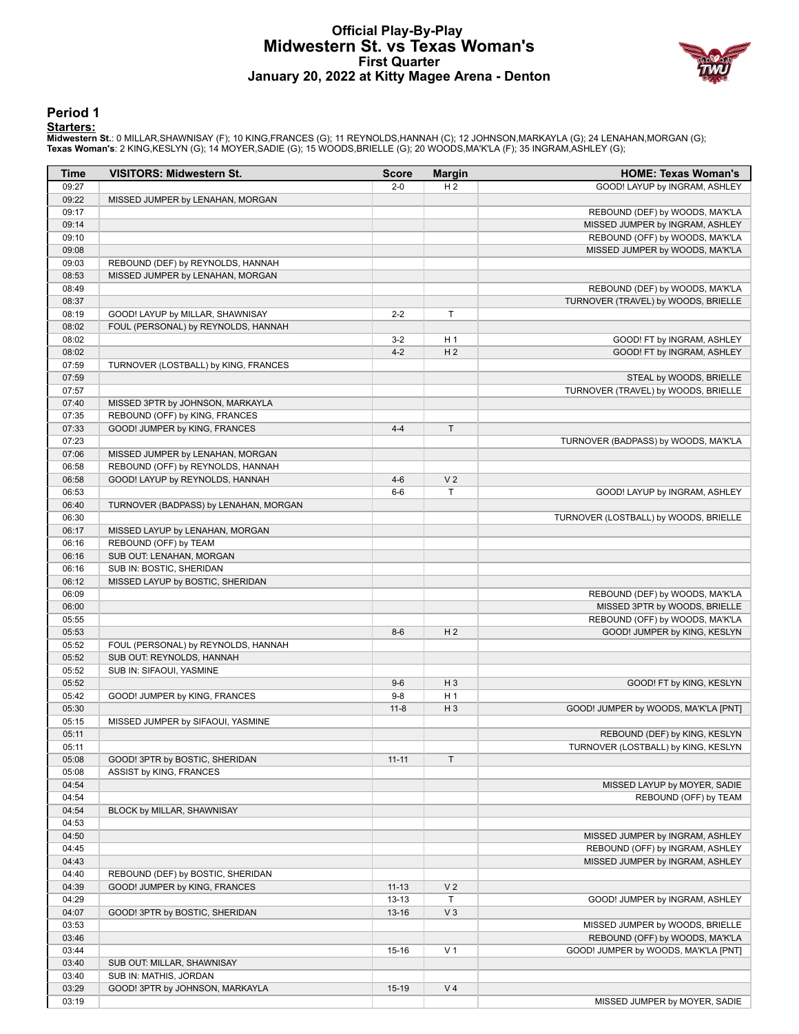# Official Play-By-Play
## Midwestern St. vs Texas Woman's
### First Quarter
### January 20, 2022 at Kitty Magee Arena - Denton

## Period 1

**Starters:**

**Midwestern St.**: 0 MILLAR,SHAWNISAY (F); 10 KING,FRANCES (G); 11 REYNOLDS,HANNAH (C); 12 JOHNSON,MARKAYLA (G); 24 LENAHAN,MORGAN (G);
**Texas Woman's**: 2 KING,KESLYN (G); 14 MOYER,SADIE (G); 15 WOODS,BRIELLE (G); 20 WOODS,MA'K'LA (F); 35 INGRAM,ASHLEY (G);

| Time | VISITORS: Midwestern St. | Score | Margin | HOME: Texas Woman's |
|---|---|---|---|---|
| 09:27 | | 2-0 | H 2 | GOOD! LAYUP by INGRAM, ASHLEY |
| 09:22 | MISSED JUMPER by LENAHAN, MORGAN | | | |
| 09:17 | | | | REBOUND (DEF) by WOODS, MA'K'LA |
| 09:14 | | | | MISSED JUMPER by INGRAM, ASHLEY |
| 09:10 | | | | REBOUND (OFF) by WOODS, MA'K'LA |
| 09:08 | | | | MISSED JUMPER by WOODS, MA'K'LA |
| 09:03 | REBOUND (DEF) by REYNOLDS, HANNAH | | | |
| 08:53 | MISSED JUMPER by LENAHAN, MORGAN | | | |
| 08:49 | | | | REBOUND (DEF) by WOODS, MA'K'LA |
| 08:37 | | | | TURNOVER (TRAVEL) by WOODS, BRIELLE |
| 08:19 | GOOD! LAYUP by MILLAR, SHAWNISAY | 2-2 | T | |
| 08:02 | FOUL (PERSONAL) by REYNOLDS, HANNAH | | | |
| 08:02 | | 3-2 | H 1 | GOOD! FT by INGRAM, ASHLEY |
| 08:02 | | 4-2 | H 2 | GOOD! FT by INGRAM, ASHLEY |
| 07:59 | TURNOVER (LOSTBALL) by KING, FRANCES | | | |
| 07:59 | | | | STEAL by WOODS, BRIELLE |
| 07:57 | | | | TURNOVER (TRAVEL) by WOODS, BRIELLE |
| 07:40 | MISSED 3PTR by JOHNSON, MARKAYLA | | | |
| 07:35 | REBOUND (OFF) by KING, FRANCES | | | |
| 07:33 | GOOD! JUMPER by KING, FRANCES | 4-4 | T | |
| 07:23 | | | | TURNOVER (BADPASS) by WOODS, MA'K'LA |
| 07:06 | MISSED JUMPER by LENAHAN, MORGAN | | | |
| 06:58 | REBOUND (OFF) by REYNOLDS, HANNAH | | | |
| 06:58 | GOOD! LAYUP by REYNOLDS, HANNAH | 4-6 | V 2 | |
| 06:53 | | 6-6 | T | GOOD! LAYUP by INGRAM, ASHLEY |
| 06:40 | TURNOVER (BADPASS) by LENAHAN, MORGAN | | | |
| 06:30 | | | | TURNOVER (LOSTBALL) by WOODS, BRIELLE |
| 06:17 | MISSED LAYUP by LENAHAN, MORGAN | | | |
| 06:16 | REBOUND (OFF) by TEAM | | | |
| 06:16 | SUB OUT: LENAHAN, MORGAN | | | |
| 06:16 | SUB IN: BOSTIC, SHERIDAN | | | |
| 06:12 | MISSED LAYUP by BOSTIC, SHERIDAN | | | |
| 06:09 | | | | REBOUND (DEF) by WOODS, MA'K'LA |
| 06:00 | | | | MISSED 3PTR by WOODS, BRIELLE |
| 05:55 | | | | REBOUND (OFF) by WOODS, MA'K'LA |
| 05:53 | | 8-6 | H 2 | GOOD! JUMPER by KING, KESLYN |
| 05:52 | FOUL (PERSONAL) by REYNOLDS, HANNAH | | | |
| 05:52 | SUB OUT: REYNOLDS, HANNAH | | | |
| 05:52 | SUB IN: SIFAOUI, YASMINE | | | |
| 05:52 | | 9-6 | H 3 | GOOD! FT by KING, KESLYN |
| 05:42 | GOOD! JUMPER by KING, FRANCES | 9-8 | H 1 | |
| 05:30 | | 11-8 | H 3 | GOOD! JUMPER by WOODS, MA'K'LA [PNT] |
| 05:15 | MISSED JUMPER by SIFAOUI, YASMINE | | | |
| 05:11 | | | | REBOUND (DEF) by KING, KESLYN |
| 05:11 | | | | TURNOVER (LOSTBALL) by KING, KESLYN |
| 05:08 | GOOD! 3PTR by BOSTIC, SHERIDAN | 11-11 | T | |
| 05:08 | ASSIST by KING, FRANCES | | | |
| 04:54 | | | | MISSED LAYUP by MOYER, SADIE |
| 04:54 | | | | REBOUND (OFF) by TEAM |
| 04:54 | BLOCK by MILLAR, SHAWNISAY | | | |
| 04:53 | | | | |
| 04:50 | | | | MISSED JUMPER by INGRAM, ASHLEY |
| 04:45 | | | | REBOUND (OFF) by INGRAM, ASHLEY |
| 04:43 | | | | MISSED JUMPER by INGRAM, ASHLEY |
| 04:40 | REBOUND (DEF) by BOSTIC, SHERIDAN | | | |
| 04:39 | GOOD! JUMPER by KING, FRANCES | 11-13 | V 2 | |
| 04:29 | | 13-13 | T | GOOD! JUMPER by INGRAM, ASHLEY |
| 04:07 | GOOD! 3PTR by BOSTIC, SHERIDAN | 13-16 | V 3 | |
| 03:53 | | | | MISSED JUMPER by WOODS, BRIELLE |
| 03:46 | | | | REBOUND (OFF) by WOODS, MA'K'LA |
| 03:44 | | 15-16 | V 1 | GOOD! JUMPER by WOODS, MA'K'LA [PNT] |
| 03:40 | SUB OUT: MILLAR, SHAWNISAY | | | |
| 03:40 | SUB IN: MATHIS, JORDAN | | | |
| 03:29 | GOOD! 3PTR by JOHNSON, MARKAYLA | 15-19 | V 4 | |
| 03:19 | | | | MISSED JUMPER by MOYER, SADIE |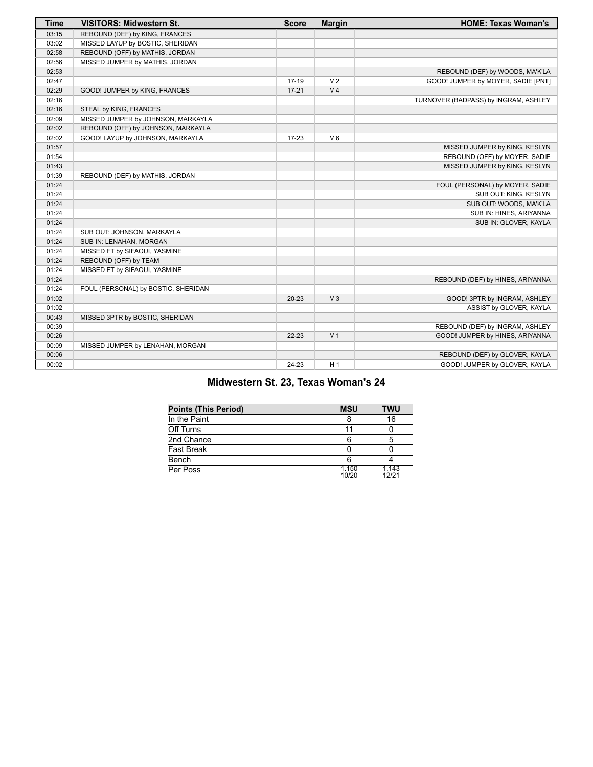| Time | VISITORS: Midwestern St. | Score | Margin | HOME: Texas Woman's |
|---|---|---|---|---|
| 03:15 | REBOUND (DEF) by KING, FRANCES | | | |
| 03:02 | MISSED LAYUP by BOSTIC, SHERIDAN | | | |
| 02:58 | REBOUND (OFF) by MATHIS, JORDAN | | | |
| 02:56 | MISSED JUMPER by MATHIS, JORDAN | | | |
| 02:53 | | | | REBOUND (DEF) by WOODS, MA'K'LA |
| 02:47 | | 17-19 | V 2 | GOOD! JUMPER by MOYER, SADIE [PNT] |
| 02:29 | GOOD! JUMPER by KING, FRANCES | 17-21 | V 4 | |
| 02:16 | | | | TURNOVER (BADPASS) by INGRAM, ASHLEY |
| 02:16 | STEAL by KING, FRANCES | | | |
| 02:09 | MISSED JUMPER by JOHNSON, MARKAYLA | | | |
| 02:02 | REBOUND (OFF) by JOHNSON, MARKAYLA | | | |
| 02:02 | GOOD! LAYUP by JOHNSON, MARKAYLA | 17-23 | V 6 | |
| 01:57 | | | | MISSED JUMPER by KING, KESLYN |
| 01:54 | | | | REBOUND (OFF) by MOYER, SADIE |
| 01:43 | | | | MISSED JUMPER by KING, KESLYN |
| 01:39 | REBOUND (DEF) by MATHIS, JORDAN | | | |
| 01:24 | | | | FOUL (PERSONAL) by MOYER, SADIE |
| 01:24 | | | | SUB OUT: KING, KESLYN |
| 01:24 | | | | SUB OUT: WOODS, MA'K'LA |
| 01:24 | | | | SUB IN: HINES, ARIYANNA |
| 01:24 | | | | SUB IN: GLOVER, KAYLA |
| 01:24 | SUB OUT: JOHNSON, MARKAYLA | | | |
| 01:24 | SUB IN: LENAHAN, MORGAN | | | |
| 01:24 | MISSED FT by SIFAOUI, YASMINE | | | |
| 01:24 | REBOUND (OFF) by TEAM | | | |
| 01:24 | MISSED FT by SIFAOUI, YASMINE | | | |
| 01:24 | | | | REBOUND (DEF) by HINES, ARIYANNA |
| 01:24 | FOUL (PERSONAL) by BOSTIC, SHERIDAN | | | |
| 01:02 | | 20-23 | V 3 | GOOD! 3PTR by INGRAM, ASHLEY |
| 01:02 | | | | ASSIST by GLOVER, KAYLA |
| 00:43 | MISSED 3PTR by BOSTIC, SHERIDAN | | | |
| 00:39 | | | | REBOUND (DEF) by INGRAM, ASHLEY |
| 00:26 | | 22-23 | V 1 | GOOD! JUMPER by HINES, ARIYANNA |
| 00:09 | MISSED JUMPER by LENAHAN, MORGAN | | | |
| 00:06 | | | | REBOUND (DEF) by GLOVER, KAYLA |
| 00:02 | | 24-23 | H 1 | GOOD! JUMPER by GLOVER, KAYLA |

## Midwestern St. 23, Texas Woman's 24

| Points (This Period) | MSU | TWU |
|---|---|---|
| In the Paint | 8 | 16 |
| Off Turns | 11 | 0 |
| 2nd Chance | 6 | 5 |
| Fast Break | 0 | 0 |
| Bench | 6 | 4 |
| Per Poss | 1.150 10/20 | 1.143 12/21 |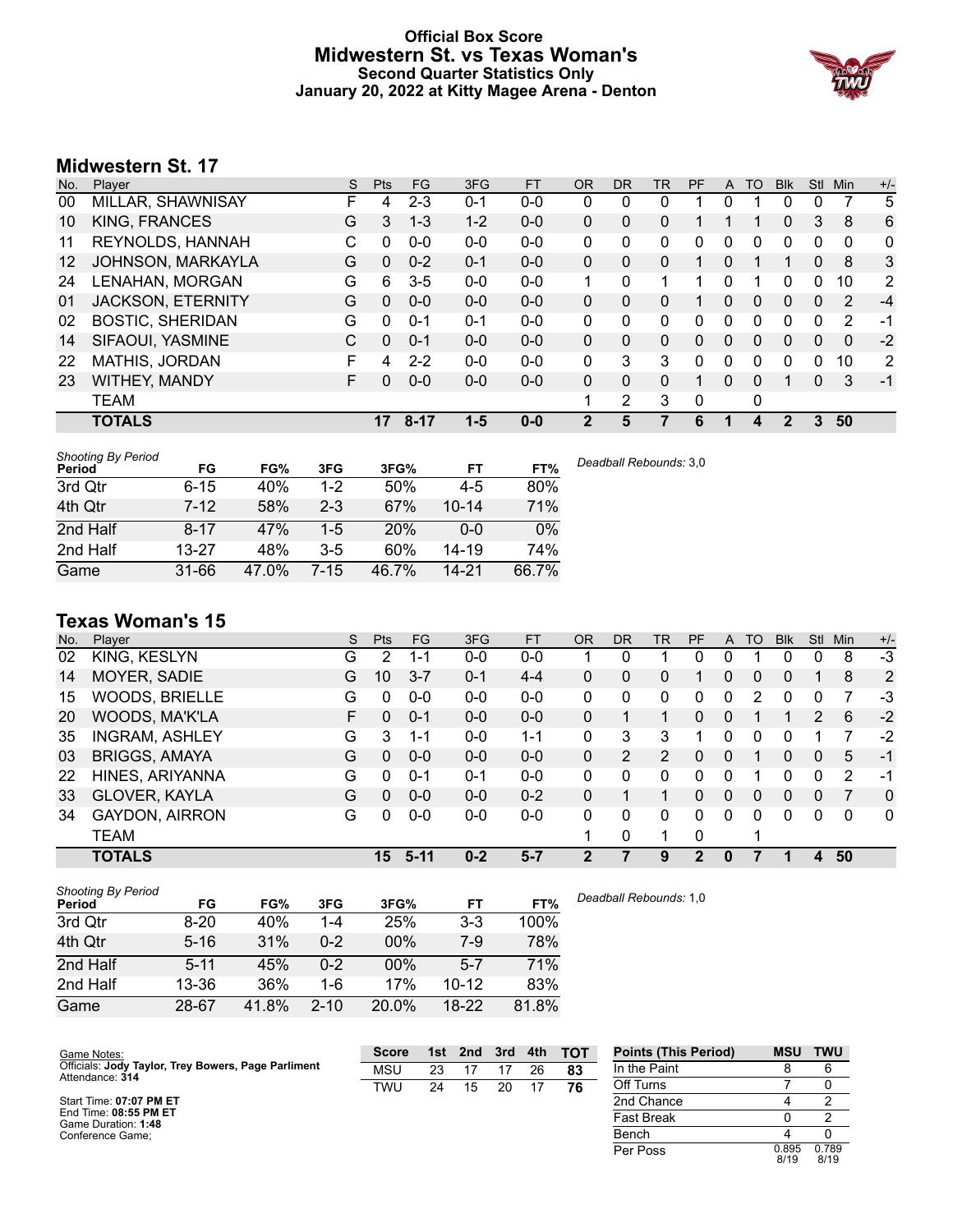# Official Box Score
## Midwestern St. vs Texas Woman's
### Second Quarter Statistics Only
### January 20, 2022 at Kitty Magee Arena - Denton

## Midwestern St. 17

| No. | Player | S | Pts | FG | 3FG | FT | OR | DR | TR | PF | A | TO | Blk | Stl | Min | +/- |
|---|---|---|---|---|---|---|---|---|---|---|---|---|---|---|---|---|
| 00 | MILLAR, SHAWNISAY | F | 4 | 2-3 | 0-1 | 0-0 | 0 | 0 | 0 | 1 | 0 | 1 | 0 | 0 | 7 | 5 |
| 10 | KING, FRANCES | G | 3 | 1-3 | 1-2 | 0-0 | 0 | 0 | 0 | 1 | 1 | 1 | 0 | 3 | 8 | 6 |
| 11 | REYNOLDS, HANNAH | C | 0 | 0-0 | 0-0 | 0-0 | 0 | 0 | 0 | 0 | 0 | 0 | 0 | 0 | 0 | 0 |
| 12 | JOHNSON, MARKAYLA | G | 0 | 0-2 | 0-1 | 0-0 | 0 | 0 | 0 | 1 | 0 | 1 | 1 | 0 | 8 | 3 |
| 24 | LENAHAN, MORGAN | G | 6 | 3-5 | 0-0 | 0-0 | 1 | 0 | 1 | 1 | 0 | 1 | 0 | 0 | 10 | 2 |
| 01 | JACKSON, ETERNITY | G | 0 | 0-0 | 0-0 | 0-0 | 0 | 0 | 0 | 1 | 0 | 0 | 0 | 0 | 2 | -4 |
| 02 | BOSTIC, SHERIDAN | G | 0 | 0-1 | 0-1 | 0-0 | 0 | 0 | 0 | 0 | 0 | 0 | 0 | 0 | 2 | -1 |
| 14 | SIFAOUI, YASMINE | C | 0 | 0-1 | 0-0 | 0-0 | 0 | 0 | 0 | 0 | 0 | 0 | 0 | 0 | 0 | -2 |
| 22 | MATHIS, JORDAN | F | 4 | 2-2 | 0-0 | 0-0 | 0 | 3 | 3 | 0 | 0 | 0 | 0 | 0 | 10 | 2 |
| 23 | WITHEY, MANDY | F | 0 | 0-0 | 0-0 | 0-0 | 0 | 0 | 0 | 1 | 0 | 0 | 1 | 0 | 3 | -1 |
| | TEAM | | | | | | 1 | 2 | 3 | 0 | | 0 | | | | |
| | **TOTALS** | | **17** | **8-17** | **1-5** | **0-0** | **2** | **5** | **7** | **6** | **1** | **4** | **2** | **3** | **50** | |

*Shooting By Period*

| Period | FG | FG% | 3FG | 3FG% | FT | FT% |
|---|---|---|---|---|---|---|
| 3rd Qtr | 6-15 | 40% | 1-2 | 50% | 4-5 | 80% |
| 4th Qtr | 7-12 | 58% | 2-3 | 67% | 10-14 | 71% |
| 2nd Half | 8-17 | 47% | 1-5 | 20% | 0-0 | 0% |
| 2nd Half | 13-27 | 48% | 3-5 | 60% | 14-19 | 74% |
| Game | 31-66 | 47.0% | 7-15 | 46.7% | 14-21 | 66.7% |

*Deadball Rebounds:* 3,0

## Texas Woman's 15

| No. | Player | S | Pts | FG | 3FG | FT | OR | DR | TR | PF | A | TO | Blk | Stl | Min | +/- |
|---|---|---|---|---|---|---|---|---|---|---|---|---|---|---|---|---|
| 02 | KING, KESLYN | G | 2 | 1-1 | 0-0 | 0-0 | 1 | 0 | 1 | 0 | 0 | 1 | 0 | 0 | 8 | -3 |
| 14 | MOYER, SADIE | G | 10 | 3-7 | 0-1 | 4-4 | 0 | 0 | 0 | 1 | 0 | 0 | 0 | 1 | 8 | 2 |
| 15 | WOODS, BRIELLE | G | 0 | 0-0 | 0-0 | 0-0 | 0 | 0 | 0 | 0 | 0 | 2 | 0 | 0 | 7 | -3 |
| 20 | WOODS, MA'K'LA | F | 0 | 0-1 | 0-0 | 0-0 | 0 | 1 | 1 | 0 | 0 | 1 | 1 | 2 | 6 | -2 |
| 35 | INGRAM, ASHLEY | G | 3 | 1-1 | 0-0 | 1-1 | 0 | 3 | 3 | 1 | 0 | 0 | 0 | 1 | 7 | -2 |
| 03 | BRIGGS, AMAYA | G | 0 | 0-0 | 0-0 | 0-0 | 0 | 2 | 2 | 0 | 0 | 1 | 0 | 0 | 5 | -1 |
| 22 | HINES, ARIYANNA | G | 0 | 0-1 | 0-1 | 0-0 | 0 | 0 | 0 | 0 | 0 | 1 | 0 | 0 | 2 | -1 |
| 33 | GLOVER, KAYLA | G | 0 | 0-0 | 0-0 | 0-2 | 0 | 1 | 1 | 0 | 0 | 0 | 0 | 0 | 7 | 0 |
| 34 | GAYDON, AIRRON | G | 0 | 0-0 | 0-0 | 0-0 | 0 | 0 | 0 | 0 | 0 | 0 | 0 | 0 | 0 | 0 |
| | TEAM | | | | | | 1 | 0 | 1 | 0 | | 1 | | | | |
| | **TOTALS** | | **15** | **5-11** | **0-2** | **5-7** | **2** | **7** | **9** | **2** | **0** | **7** | **1** | **4** | **50** | |

*Shooting By Period*

| Period | FG | FG% | 3FG | 3FG% | FT | FT% |
|---|---|---|---|---|---|---|
| 3rd Qtr | 8-20 | 40% | 1-4 | 25% | 3-3 | 100% |
| 4th Qtr | 5-16 | 31% | 0-2 | 00% | 7-9 | 78% |
| 2nd Half | 5-11 | 45% | 0-2 | 00% | 5-7 | 71% |
| 2nd Half | 13-36 | 36% | 1-6 | 17% | 10-12 | 83% |
| Game | 28-67 | 41.8% | 2-10 | 20.0% | 18-22 | 81.8% |

*Deadball Rebounds:* 1,0

Game Notes:
Officials: **Jody Taylor, Trey Bowers, Page Parliment**
Attendance: **314**

Start Time: **07:07 PM ET**
End Time: **08:55 PM ET**
Game Duration: **1:48**
Conference Game;

| Score | 1st | 2nd | 3rd | 4th | TOT |
|---|---|---|---|---|---|
| MSU | 23 | 17 | 17 | 26 | **83** |
| TWU | 24 | 15 | 20 | 17 | **76** |

| Points (This Period) | MSU | TWU |
|---|---|---|
| In the Paint | 8 | 6 |
| Off Turns | 7 | 0 |
| 2nd Chance | 4 | 2 |
| Fast Break | 0 | 2 |
| Bench | 4 | 0 |
| Per Poss | 0.895 8/19 | 0.789 8/19 |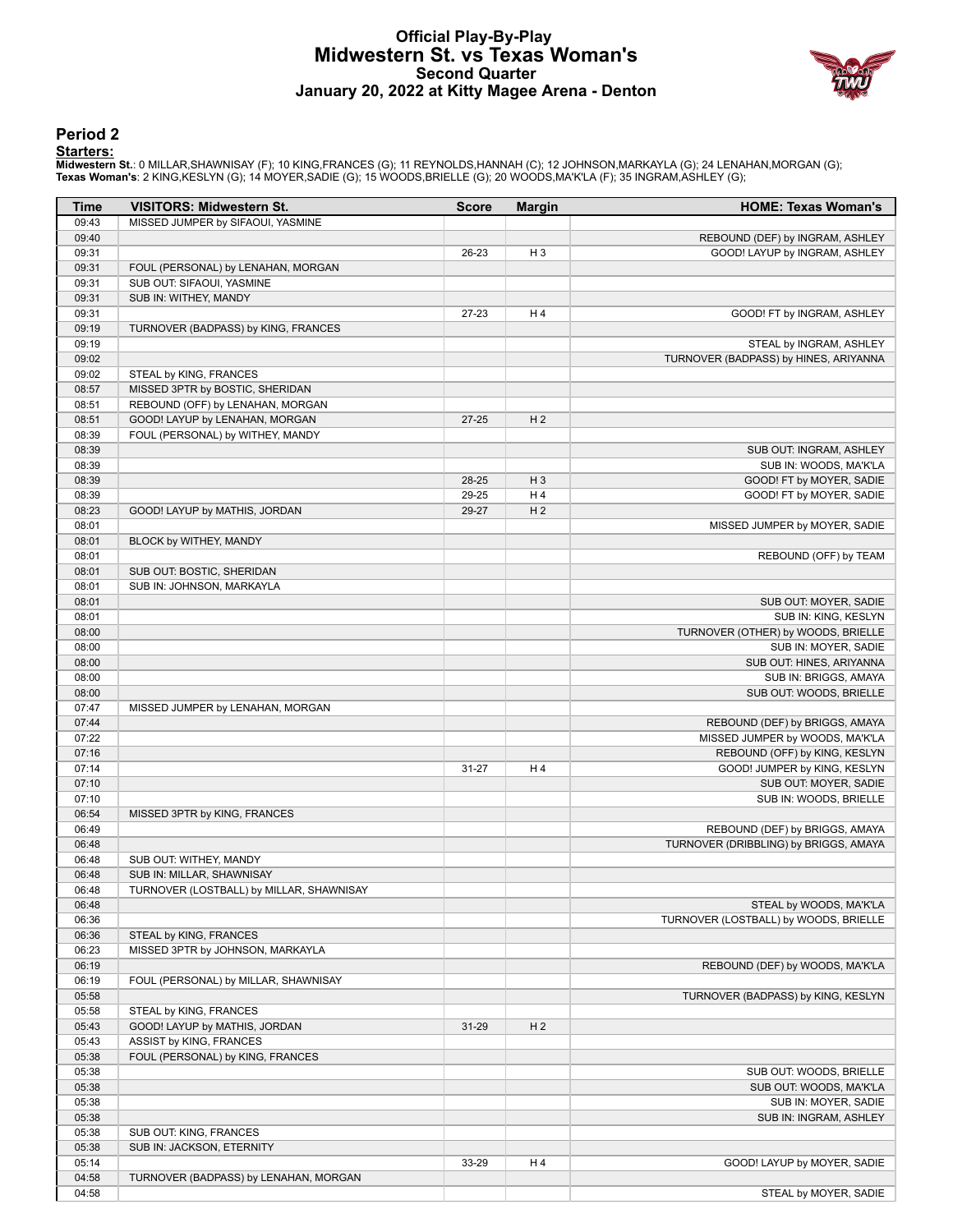# Official Play-By-Play
## Midwestern St. vs Texas Woman's
### Second Quarter
### January 20, 2022 at Kitty Magee Arena - Denton

## Period 2

**Starters:**

**Midwestern St.**: 0 MILLAR,SHAWNISAY (F); 10 KING,FRANCES (G); 11 REYNOLDS,HANNAH (C); 12 JOHNSON,MARKAYLA (G); 24 LENAHAN,MORGAN (G);
**Texas Woman's**: 2 KING,KESLYN (G); 14 MOYER,SADIE (G); 15 WOODS,BRIELLE (G); 20 WOODS,MA'K'LA (F); 35 INGRAM,ASHLEY (G);

| Time | VISITORS: Midwestern St. | Score | Margin | HOME: Texas Woman's |
|---|---|---|---|---|
| 09:43 | MISSED JUMPER by SIFAOUI, YASMINE | | | |
| 09:40 | | | | REBOUND (DEF) by INGRAM, ASHLEY |
| 09:31 | | 26-23 | H 3 | GOOD! LAYUP by INGRAM, ASHLEY |
| 09:31 | FOUL (PERSONAL) by LENAHAN, MORGAN | | | |
| 09:31 | SUB OUT: SIFAOUI, YASMINE | | | |
| 09:31 | SUB IN: WITHEY, MANDY | | | |
| 09:31 | | 27-23 | H 4 | GOOD! FT by INGRAM, ASHLEY |
| 09:19 | TURNOVER (BADPASS) by KING, FRANCES | | | |
| 09:19 | | | | STEAL by INGRAM, ASHLEY |
| 09:02 | | | | TURNOVER (BADPASS) by HINES, ARIYANNA |
| 09:02 | STEAL by KING, FRANCES | | | |
| 08:57 | MISSED 3PTR by BOSTIC, SHERIDAN | | | |
| 08:51 | REBOUND (OFF) by LENAHAN, MORGAN | | | |
| 08:51 | GOOD! LAYUP by LENAHAN, MORGAN | 27-25 | H 2 | |
| 08:39 | FOUL (PERSONAL) by WITHEY, MANDY | | | |
| 08:39 | | | | SUB OUT: INGRAM, ASHLEY |
| 08:39 | | | | SUB IN: WOODS, MA'K'LA |
| 08:39 | | 28-25 | H 3 | GOOD! FT by MOYER, SADIE |
| 08:39 | | 29-25 | H 4 | GOOD! FT by MOYER, SADIE |
| 08:23 | GOOD! LAYUP by MATHIS, JORDAN | 29-27 | H 2 | |
| 08:01 | | | | MISSED JUMPER by MOYER, SADIE |
| 08:01 | BLOCK by WITHEY, MANDY | | | |
| 08:01 | | | | REBOUND (OFF) by TEAM |
| 08:01 | SUB OUT: BOSTIC, SHERIDAN | | | |
| 08:01 | SUB IN: JOHNSON, MARKAYLA | | | |
| 08:01 | | | | SUB OUT: MOYER, SADIE |
| 08:01 | | | | SUB IN: KING, KESLYN |
| 08:00 | | | | TURNOVER (OTHER) by WOODS, BRIELLE |
| 08:00 | | | | SUB IN: MOYER, SADIE |
| 08:00 | | | | SUB OUT: HINES, ARIYANNA |
| 08:00 | | | | SUB IN: BRIGGS, AMAYA |
| 08:00 | | | | SUB OUT: WOODS, BRIELLE |
| 07:47 | MISSED JUMPER by LENAHAN, MORGAN | | | |
| 07:44 | | | | REBOUND (DEF) by BRIGGS, AMAYA |
| 07:22 | | | | MISSED JUMPER by WOODS, MA'K'LA |
| 07:16 | | | | REBOUND (OFF) by KING, KESLYN |
| 07:14 | | 31-27 | H 4 | GOOD! JUMPER by KING, KESLYN |
| 07:10 | | | | SUB OUT: MOYER, SADIE |
| 07:10 | | | | SUB IN: WOODS, BRIELLE |
| 06:54 | MISSED 3PTR by KING, FRANCES | | | |
| 06:49 | | | | REBOUND (DEF) by BRIGGS, AMAYA |
| 06:48 | | | | TURNOVER (DRIBBLING) by BRIGGS, AMAYA |
| 06:48 | SUB OUT: WITHEY, MANDY | | | |
| 06:48 | SUB IN: MILLAR, SHAWNISAY | | | |
| 06:48 | TURNOVER (LOSTBALL) by MILLAR, SHAWNISAY | | | |
| 06:48 | | | | STEAL by WOODS, MA'K'LA |
| 06:36 | | | | TURNOVER (LOSTBALL) by WOODS, BRIELLE |
| 06:36 | STEAL by KING, FRANCES | | | |
| 06:23 | MISSED 3PTR by JOHNSON, MARKAYLA | | | |
| 06:19 | | | | REBOUND (DEF) by WOODS, MA'K'LA |
| 06:19 | FOUL (PERSONAL) by MILLAR, SHAWNISAY | | | |
| 05:58 | | | | TURNOVER (BADPASS) by KING, KESLYN |
| 05:58 | STEAL by KING, FRANCES | | | |
| 05:43 | GOOD! LAYUP by MATHIS, JORDAN | 31-29 | H 2 | |
| 05:43 | ASSIST by KING, FRANCES | | | |
| 05:38 | FOUL (PERSONAL) by KING, FRANCES | | | |
| 05:38 | | | | SUB OUT: WOODS, BRIELLE |
| 05:38 | | | | SUB OUT: WOODS, MA'K'LA |
| 05:38 | | | | SUB IN: MOYER, SADIE |
| 05:38 | | | | SUB IN: INGRAM, ASHLEY |
| 05:38 | SUB OUT: KING, FRANCES | | | |
| 05:38 | SUB IN: JACKSON, ETERNITY | | | |
| 05:14 | | 33-29 | H 4 | GOOD! LAYUP by MOYER, SADIE |
| 04:58 | TURNOVER (BADPASS) by LENAHAN, MORGAN | | | |
| 04:58 | | | | STEAL by MOYER, SADIE |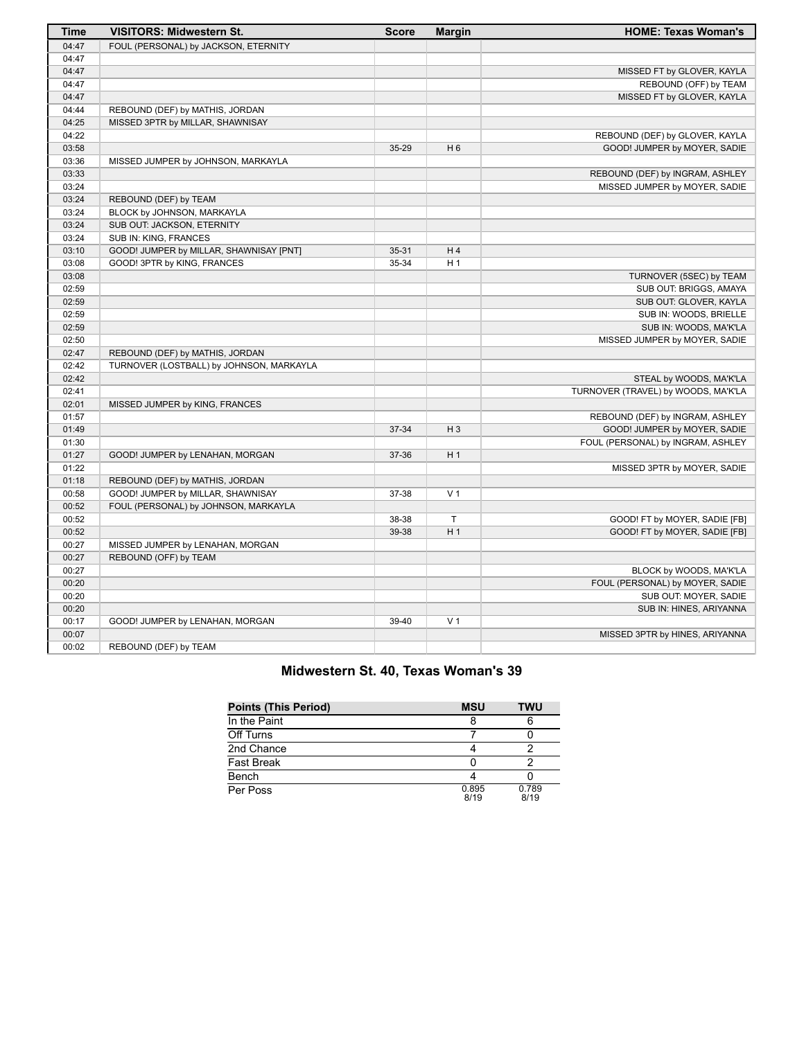| Time | VISITORS: Midwestern St. | Score | Margin | HOME: Texas Woman's |
| --- | --- | --- | --- | --- |
| 04:47 | FOUL (PERSONAL) by JACKSON, ETERNITY | | | |
| 04:47 | | | | |
| 04:47 | | | | MISSED FT by GLOVER, KAYLA |
| 04:47 | | | | REBOUND (OFF) by TEAM |
| 04:47 | | | | MISSED FT by GLOVER, KAYLA |
| 04:44 | REBOUND (DEF) by MATHIS, JORDAN | | | |
| 04:25 | MISSED 3PTR by MILLAR, SHAWNISAY | | | |
| 04:22 | | | | REBOUND (DEF) by GLOVER, KAYLA |
| 03:58 | | 35-29 | H 6 | GOOD! JUMPER by MOYER, SADIE |
| 03:36 | MISSED JUMPER by JOHNSON, MARKAYLA | | | |
| 03:33 | | | | REBOUND (DEF) by INGRAM, ASHLEY |
| 03:24 | | | | MISSED JUMPER by MOYER, SADIE |
| 03:24 | REBOUND (DEF) by TEAM | | | |
| 03:24 | BLOCK by JOHNSON, MARKAYLA | | | |
| 03:24 | SUB OUT: JACKSON, ETERNITY | | | |
| 03:24 | SUB IN: KING, FRANCES | | | |
| 03:10 | GOOD! JUMPER by MILLAR, SHAWNISAY [PNT] | 35-31 | H 4 | |
| 03:08 | GOOD! 3PTR by KING, FRANCES | 35-34 | H 1 | |
| 03:08 | | | | TURNOVER (5SEC) by TEAM |
| 02:59 | | | | SUB OUT: BRIGGS, AMAYA |
| 02:59 | | | | SUB OUT: GLOVER, KAYLA |
| 02:59 | | | | SUB IN: WOODS, BRIELLE |
| 02:59 | | | | SUB IN: WOODS, MA'K'LA |
| 02:50 | | | | MISSED JUMPER by MOYER, SADIE |
| 02:47 | REBOUND (DEF) by MATHIS, JORDAN | | | |
| 02:42 | TURNOVER (LOSTBALL) by JOHNSON, MARKAYLA | | | |
| 02:42 | | | | STEAL by WOODS, MA'K'LA |
| 02:41 | | | | TURNOVER (TRAVEL) by WOODS, MA'K'LA |
| 02:01 | MISSED JUMPER by KING, FRANCES | | | |
| 01:57 | | | | REBOUND (DEF) by INGRAM, ASHLEY |
| 01:49 | | 37-34 | H 3 | GOOD! JUMPER by MOYER, SADIE |
| 01:30 | | | | FOUL (PERSONAL) by INGRAM, ASHLEY |
| 01:27 | GOOD! JUMPER by LENAHAN, MORGAN | 37-36 | H 1 | |
| 01:22 | | | | MISSED 3PTR by MOYER, SADIE |
| 01:18 | REBOUND (DEF) by MATHIS, JORDAN | | | |
| 00:58 | GOOD! JUMPER by MILLAR, SHAWNISAY | 37-38 | V 1 | |
| 00:52 | FOUL (PERSONAL) by JOHNSON, MARKAYLA | | | |
| 00:52 | | 38-38 | T | GOOD! FT by MOYER, SADIE [FB] |
| 00:52 | | 39-38 | H 1 | GOOD! FT by MOYER, SADIE [FB] |
| 00:27 | MISSED JUMPER by LENAHAN, MORGAN | | | |
| 00:27 | REBOUND (OFF) by TEAM | | | |
| 00:27 | | | | BLOCK by WOODS, MA'K'LA |
| 00:20 | | | | FOUL (PERSONAL) by MOYER, SADIE |
| 00:20 | | | | SUB OUT: MOYER, SADIE |
| 00:20 | | | | SUB IN: HINES, ARIYANNA |
| 00:17 | GOOD! JUMPER by LENAHAN, MORGAN | 39-40 | V 1 | |
| 00:07 | | | | MISSED 3PTR by HINES, ARIYANNA |
| 00:02 | REBOUND (DEF) by TEAM | | | |

## Midwestern St. 40, Texas Woman's 39

| Points (This Period) | MSU | TWU |
| --- | --- | --- |
| In the Paint | 8 | 6 |
| Off Turns | 7 | 0 |
| 2nd Chance | 4 | 2 |
| Fast Break | 0 | 2 |
| Bench | 4 | 0 |
| Per Poss | 0.895 8/19 | 0.789 8/19 |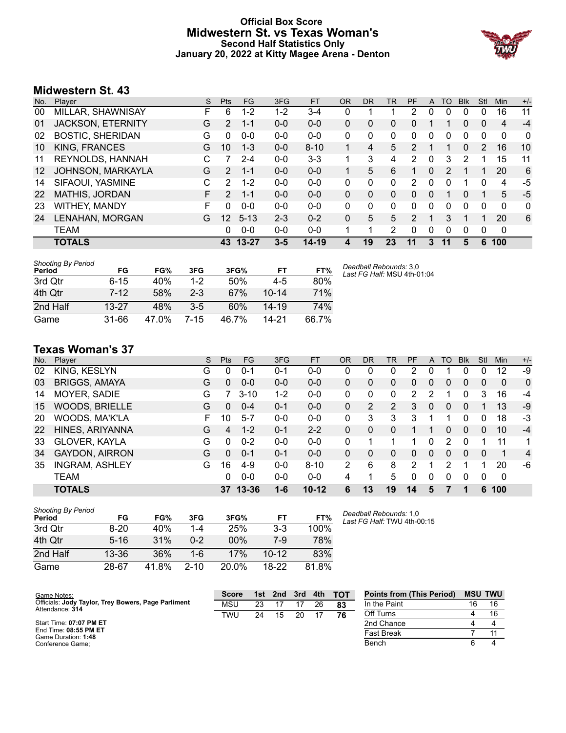# Official Box Score
## Midwestern St. vs Texas Woman's
### Second Half Statistics Only
### January 20, 2022 at Kitty Magee Arena - Denton

## Midwestern St. 43

| No. | Player | S | Pts | FG | 3FG | FT | OR | DR | TR | PF | A | TO | Blk | Stl | Min | +/- |
|---|---|---|---|---|---|---|---|---|---|---|---|---|---|---|---|---|
| 00 | MILLAR, SHAWNISAY | F | 6 | 1-2 | 1-2 | 3-4 | 0 | 1 | 1 | 2 | 0 | 0 | 0 | 0 | 16 | 11 |
| 01 | JACKSON, ETERNITY | G | 2 | 1-1 | 0-0 | 0-0 | 0 | 0 | 0 | 0 | 1 | 1 | 0 | 0 | 4 | -4 |
| 02 | BOSTIC, SHERIDAN | G | 0 | 0-0 | 0-0 | 0-0 | 0 | 0 | 0 | 0 | 0 | 0 | 0 | 0 | 0 | 0 |
| 10 | KING, FRANCES | G | 10 | 1-3 | 0-0 | 8-10 | 1 | 4 | 5 | 2 | 1 | 1 | 0 | 2 | 16 | 10 |
| 11 | REYNOLDS, HANNAH | C | 7 | 2-4 | 0-0 | 3-3 | 1 | 3 | 4 | 2 | 0 | 3 | 2 | 1 | 15 | 11 |
| 12 | JOHNSON, MARKAYLA | G | 2 | 1-1 | 0-0 | 0-0 | 1 | 5 | 6 | 1 | 0 | 2 | 1 | 1 | 20 | 6 |
| 14 | SIFAOUI, YASMINE | C | 2 | 1-2 | 0-0 | 0-0 | 0 | 0 | 0 | 2 | 0 | 0 | 1 | 0 | 4 | -5 |
| 22 | MATHIS, JORDAN | F | 2 | 1-1 | 0-0 | 0-0 | 0 | 0 | 0 | 0 | 0 | 1 | 0 | 1 | 5 | -5 |
| 23 | WITHEY, MANDY | F | 0 | 0-0 | 0-0 | 0-0 | 0 | 0 | 0 | 0 | 0 | 0 | 0 | 0 | 0 | 0 |
| 24 | LENAHAN, MORGAN | G | 12 | 5-13 | 2-3 | 0-2 | 0 | 5 | 5 | 2 | 1 | 3 | 1 | 1 | 20 | 6 |
| | TEAM | | 0 | 0-0 | 0-0 | 0-0 | 1 | 1 | 2 | 0 | 0 | 0 | 0 | 0 | 0 | |
| | **TOTALS** | | **43** | **13-27** | **3-5** | **14-19** | **4** | **19** | **23** | **11** | **3** | **11** | **5** | **6** | **100** | |

*Shooting By Period*

| Period | FG | FG% | 3FG | 3FG% | FT | FT% |
|---|---|---|---|---|---|---|
| 3rd Qtr | 6-15 | 40% | 1-2 | 50% | 4-5 | 80% |
| 4th Qtr | 7-12 | 58% | 2-3 | 67% | 10-14 | 71% |
| 2nd Half | 13-27 | 48% | 3-5 | 60% | 14-19 | 74% |
| Game | 31-66 | 47.0% | 7-15 | 46.7% | 14-21 | 66.7% |

*Deadball Rebounds:* 3,0
*Last FG Half:* MSU 4th-01:04

## Texas Woman's 37

| No. | Player | S | Pts | FG | 3FG | FT | OR | DR | TR | PF | A | TO | Blk | Stl | Min | +/- |
|---|---|---|---|---|---|---|---|---|---|---|---|---|---|---|---|---|
| 02 | KING, KESLYN | G | 0 | 0-1 | 0-1 | 0-0 | 0 | 0 | 0 | 2 | 0 | 1 | 0 | 0 | 12 | -9 |
| 03 | BRIGGS, AMAYA | G | 0 | 0-0 | 0-0 | 0-0 | 0 | 0 | 0 | 0 | 0 | 0 | 0 | 0 | 0 | 0 |
| 14 | MOYER, SADIE | G | 7 | 3-10 | 1-2 | 0-0 | 0 | 0 | 0 | 2 | 2 | 1 | 0 | 3 | 16 | -4 |
| 15 | WOODS, BRIELLE | G | 0 | 0-4 | 0-1 | 0-0 | 0 | 2 | 2 | 3 | 0 | 0 | 0 | 1 | 13 | -9 |
| 20 | WOODS, MA'K'LA | F | 10 | 5-7 | 0-0 | 0-0 | 0 | 3 | 3 | 3 | 1 | 1 | 0 | 0 | 18 | -3 |
| 22 | HINES, ARIYANNA | G | 4 | 1-2 | 0-1 | 2-2 | 0 | 0 | 0 | 1 | 1 | 0 | 0 | 0 | 10 | -4 |
| 33 | GLOVER, KAYLA | G | 0 | 0-2 | 0-0 | 0-0 | 0 | 1 | 1 | 1 | 0 | 2 | 0 | 1 | 11 | 1 |
| 34 | GAYDON, AIRRON | G | 0 | 0-1 | 0-1 | 0-0 | 0 | 0 | 0 | 0 | 0 | 0 | 0 | 0 | 1 | 4 |
| 35 | INGRAM, ASHLEY | G | 16 | 4-9 | 0-0 | 8-10 | 2 | 6 | 8 | 2 | 1 | 2 | 1 | 1 | 20 | -6 |
| | TEAM | | 0 | 0-0 | 0-0 | 0-0 | 4 | 1 | 5 | 0 | 0 | 0 | 0 | 0 | 0 | |
| | **TOTALS** | | **37** | **13-36** | **1-6** | **10-12** | **6** | **13** | **19** | **14** | **5** | **7** | **1** | **6** | **100** | |

*Shooting By Period*

| Period | FG | FG% | 3FG | 3FG% | FT | FT% |
|---|---|---|---|---|---|---|
| 3rd Qtr | 8-20 | 40% | 1-4 | 25% | 3-3 | 100% |
| 4th Qtr | 5-16 | 31% | 0-2 | 00% | 7-9 | 78% |
| 2nd Half | 13-36 | 36% | 1-6 | 17% | 10-12 | 83% |
| Game | 28-67 | 41.8% | 2-10 | 20.0% | 18-22 | 81.8% |

*Deadball Rebounds:* 1,0
*Last FG Half:* TWU 4th-00:15

Game Notes:
Officials: **Jody Taylor, Trey Bowers, Page Parliment**
Attendance: **314**

Start Time: **07:07 PM ET**
End Time: **08:55 PM ET**
Game Duration: **1:48**
Conference Game;

| Score | 1st | 2nd | 3rd | 4th | TOT |
|---|---|---|---|---|---|
| MSU | 23 | 17 | 17 | 26 | **83** |
| TWU | 24 | 15 | 20 | 17 | **76** |

| Points from (This Period) | MSU | TWU |
|---|---|---|
| In the Paint | 16 | 16 |
| Off Turns | 4 | 16 |
| 2nd Chance | 4 | 4 |
| Fast Break | 7 | 11 |
| Bench | 6 | 4 |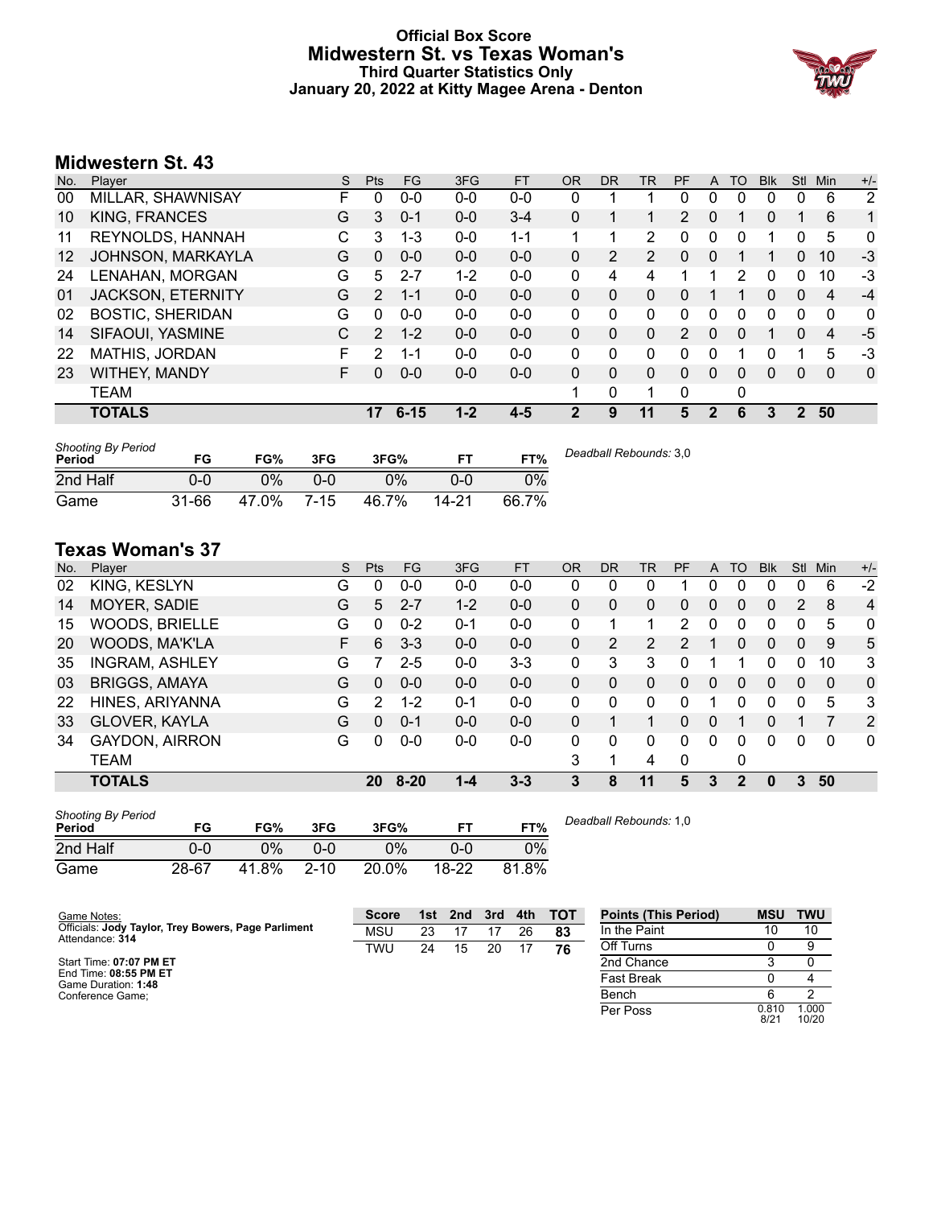# Official Box Score
## Midwestern St. vs Texas Woman's
### Third Quarter Statistics Only
### January 20, 2022 at Kitty Magee Arena - Denton

## Midwestern St. 43

| No. | Player | S | Pts | FG | 3FG | FT | OR | DR | TR | PF | A | TO | Blk | Stl | Min | +/- |
|---|---|---|---|---|---|---|---|---|---|---|---|---|---|---|---|---|
| 00 | MILLAR, SHAWNISAY | F | 0 | 0-0 | 0-0 | 0-0 | 0 | 1 | 1 | 0 | 0 | 0 | 0 | 0 | 6 | 2 |
| 10 | KING, FRANCES | G | 3 | 0-1 | 0-0 | 3-4 | 0 | 1 | 1 | 2 | 0 | 1 | 0 | 1 | 6 | 1 |
| 11 | REYNOLDS, HANNAH | C | 3 | 1-3 | 0-0 | 1-1 | 1 | 1 | 2 | 0 | 0 | 0 | 1 | 0 | 5 | 0 |
| 12 | JOHNSON, MARKAYLA | G | 0 | 0-0 | 0-0 | 0-0 | 0 | 2 | 2 | 0 | 0 | 1 | 1 | 0 | 10 | -3 |
| 24 | LENAHAN, MORGAN | G | 5 | 2-7 | 1-2 | 0-0 | 0 | 4 | 4 | 1 | 1 | 2 | 0 | 0 | 10 | -3 |
| 01 | JACKSON, ETERNITY | G | 2 | 1-1 | 0-0 | 0-0 | 0 | 0 | 0 | 0 | 1 | 1 | 0 | 0 | 4 | -4 |
| 02 | BOSTIC, SHERIDAN | G | 0 | 0-0 | 0-0 | 0-0 | 0 | 0 | 0 | 0 | 0 | 0 | 0 | 0 | 0 | 0 |
| 14 | SIFAOUI, YASMINE | C | 2 | 1-2 | 0-0 | 0-0 | 0 | 0 | 0 | 2 | 0 | 0 | 1 | 0 | 4 | -5 |
| 22 | MATHIS, JORDAN | F | 2 | 1-1 | 0-0 | 0-0 | 0 | 0 | 0 | 0 | 0 | 1 | 0 | 1 | 5 | -3 |
| 23 | WITHEY, MANDY | F | 0 | 0-0 | 0-0 | 0-0 | 0 | 0 | 0 | 0 | 0 | 0 | 0 | 0 | 0 | 0 |
| | TEAM | | | | | | 1 | 0 | 1 | 0 | | 0 | | | | |
| | **TOTALS** | | **17** | **6-15** | **1-2** | **4-5** | **2** | **9** | **11** | **5** | **2** | **6** | **3** | **2** | **50** | |

| Shooting By Period Period | FG | FG% | 3FG | 3FG% | FT | FT% |
|---|---|---|---|---|---|---|
| 2nd Half | 0-0 | 0% | 0-0 | 0% | 0-0 | 0% |
| Game | 31-66 | 47.0% | 7-15 | 46.7% | 14-21 | 66.7% |

*Deadball Rebounds:* 3,0

## Texas Woman's 37

| No. | Player | S | Pts | FG | 3FG | FT | OR | DR | TR | PF | A | TO | Blk | Stl | Min | +/- |
|---|---|---|---|---|---|---|---|---|---|---|---|---|---|---|---|---|
| 02 | KING, KESLYN | G | 0 | 0-0 | 0-0 | 0-0 | 0 | 0 | 0 | 1 | 0 | 0 | 0 | 0 | 6 | -2 |
| 14 | MOYER, SADIE | G | 5 | 2-7 | 1-2 | 0-0 | 0 | 0 | 0 | 0 | 0 | 0 | 0 | 2 | 8 | 4 |
| 15 | WOODS, BRIELLE | G | 0 | 0-2 | 0-1 | 0-0 | 0 | 1 | 1 | 2 | 0 | 0 | 0 | 0 | 5 | 0 |
| 20 | WOODS, MA'K'LA | F | 6 | 3-3 | 0-0 | 0-0 | 0 | 2 | 2 | 2 | 1 | 0 | 0 | 0 | 9 | 5 |
| 35 | INGRAM, ASHLEY | G | 7 | 2-5 | 0-0 | 3-3 | 0 | 3 | 3 | 0 | 1 | 1 | 0 | 0 | 10 | 3 |
| 03 | BRIGGS, AMAYA | G | 0 | 0-0 | 0-0 | 0-0 | 0 | 0 | 0 | 0 | 0 | 0 | 0 | 0 | 0 | 0 |
| 22 | HINES, ARIYANNA | G | 2 | 1-2 | 0-1 | 0-0 | 0 | 0 | 0 | 0 | 1 | 0 | 0 | 0 | 5 | 3 |
| 33 | GLOVER, KAYLA | G | 0 | 0-1 | 0-0 | 0-0 | 0 | 1 | 1 | 0 | 0 | 1 | 0 | 1 | 7 | 2 |
| 34 | GAYDON, AIRRON | G | 0 | 0-0 | 0-0 | 0-0 | 0 | 0 | 0 | 0 | 0 | 0 | 0 | 0 | 0 | 0 |
| | TEAM | | | | | | 3 | 1 | 4 | 0 | | 0 | | | | |
| | **TOTALS** | | **20** | **8-20** | **1-4** | **3-3** | **3** | **8** | **11** | **5** | **3** | **2** | **0** | **3** | **50** | |

| Shooting By Period Period | FG | FG% | 3FG | 3FG% | FT | FT% |
|---|---|---|---|---|---|---|
| 2nd Half | 0-0 | 0% | 0-0 | 0% | 0-0 | 0% |
| Game | 28-67 | 41.8% | 2-10 | 20.0% | 18-22 | 81.8% |

*Deadball Rebounds:* 1,0

Game Notes:
Officials: **Jody Taylor, Trey Bowers, Page Parliment**
Attendance: **314**

Start Time: **07:07 PM ET**
End Time: **08:55 PM ET**
Game Duration: **1:48**
Conference Game;

| Score | 1st | 2nd | 3rd | 4th | TOT |
|---|---|---|---|---|---|
| MSU | 23 | 17 | 17 | 26 | **83** |
| TWU | 24 | 15 | 20 | 17 | **76** |

| Points (This Period) | MSU | TWU |
|---|---|---|
| In the Paint | 10 | 10 |
| Off Turns | 0 | 9 |
| 2nd Chance | 3 | 0 |
| Fast Break | 0 | 4 |
| Bench | 6 | 2 |
| Per Poss | 0.810 8/21 | 1.000 10/20 |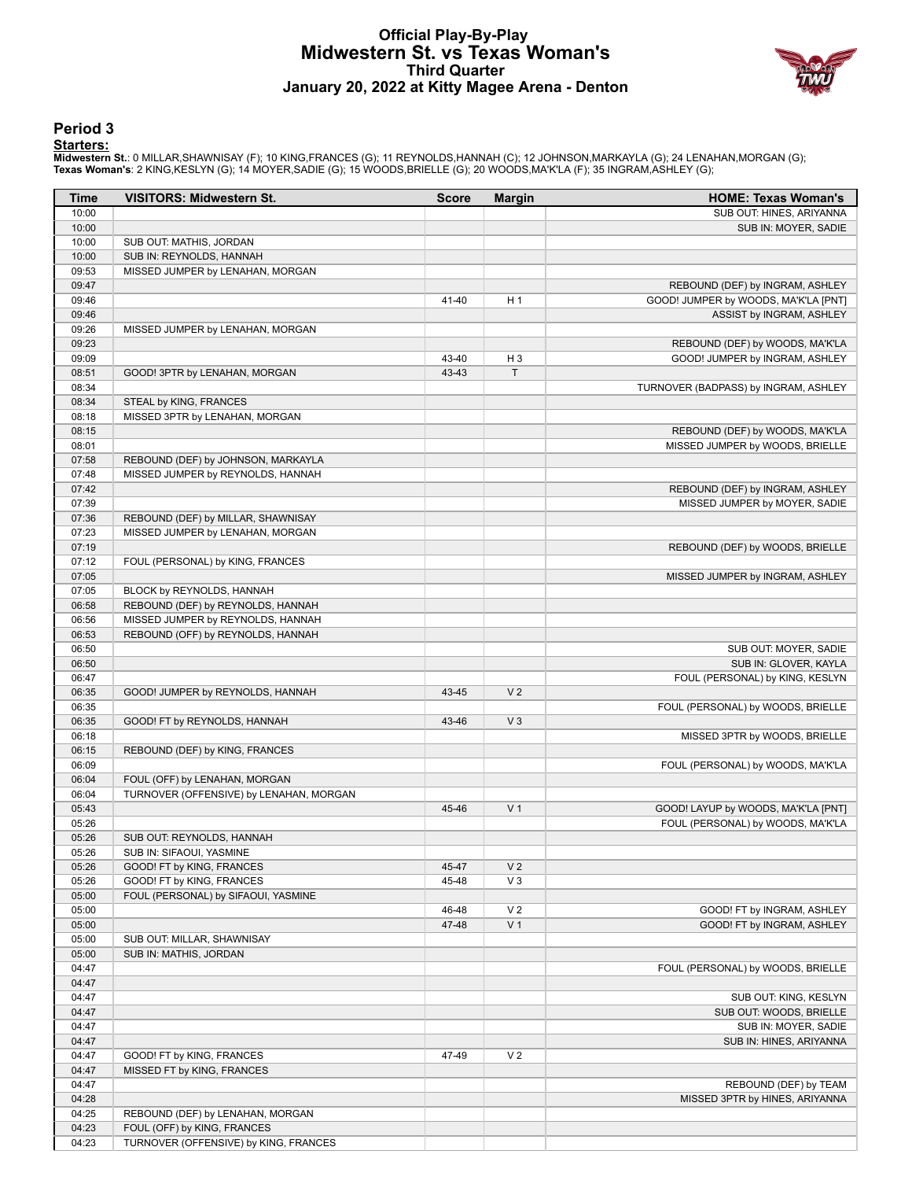# Official Play-By-Play
## Midwestern St. vs Texas Woman's
### Third Quarter
### January 20, 2022 at Kitty Magee Arena - Denton

## Period 3

**Starters:**

**Midwestern St.**: 0 MILLAR,SHAWNISAY (F); 10 KING,FRANCES (G); 11 REYNOLDS,HANNAH (C); 12 JOHNSON,MARKAYLA (G); 24 LENAHAN,MORGAN (G);
**Texas Woman's**: 2 KING,KESLYN (G); 14 MOYER,SADIE (G); 15 WOODS,BRIELLE (G); 20 WOODS,MA'K'LA (F); 35 INGRAM,ASHLEY (G);

| Time | VISITORS: Midwestern St. | Score | Margin | HOME: Texas Woman's |
|---|---|---|---|---|
| 10:00 | | | | SUB OUT: HINES, ARIYANNA |
| 10:00 | | | | SUB IN: MOYER, SADIE |
| 10:00 | SUB OUT: MATHIS, JORDAN | | | |
| 10:00 | SUB IN: REYNOLDS, HANNAH | | | |
| 09:53 | MISSED JUMPER by LENAHAN, MORGAN | | | |
| 09:47 | | | | REBOUND (DEF) by INGRAM, ASHLEY |
| 09:46 | | 41-40 | H 1 | GOOD! JUMPER by WOODS, MA'K'LA [PNT] |
| 09:46 | | | | ASSIST by INGRAM, ASHLEY |
| 09:26 | MISSED JUMPER by LENAHAN, MORGAN | | | |
| 09:23 | | | | REBOUND (DEF) by WOODS, MA'K'LA |
| 09:09 | | 43-40 | H 3 | GOOD! JUMPER by INGRAM, ASHLEY |
| 08:51 | GOOD! 3PTR by LENAHAN, MORGAN | 43-43 | T | |
| 08:34 | | | | TURNOVER (BADPASS) by INGRAM, ASHLEY |
| 08:34 | STEAL by KING, FRANCES | | | |
| 08:18 | MISSED 3PTR by LENAHAN, MORGAN | | | |
| 08:15 | | | | REBOUND (DEF) by WOODS, MA'K'LA |
| 08:01 | | | | MISSED JUMPER by WOODS, BRIELLE |
| 07:58 | REBOUND (DEF) by JOHNSON, MARKAYLA | | | |
| 07:48 | MISSED JUMPER by REYNOLDS, HANNAH | | | |
| 07:42 | | | | REBOUND (DEF) by INGRAM, ASHLEY |
| 07:39 | | | | MISSED JUMPER by MOYER, SADIE |
| 07:36 | REBOUND (DEF) by MILLAR, SHAWNISAY | | | |
| 07:23 | MISSED JUMPER by LENAHAN, MORGAN | | | |
| 07:19 | | | | REBOUND (DEF) by WOODS, BRIELLE |
| 07:12 | FOUL (PERSONAL) by KING, FRANCES | | | |
| 07:05 | | | | MISSED JUMPER by INGRAM, ASHLEY |
| 07:05 | BLOCK by REYNOLDS, HANNAH | | | |
| 06:58 | REBOUND (DEF) by REYNOLDS, HANNAH | | | |
| 06:56 | MISSED JUMPER by REYNOLDS, HANNAH | | | |
| 06:53 | REBOUND (OFF) by REYNOLDS, HANNAH | | | |
| 06:50 | | | | SUB OUT: MOYER, SADIE |
| 06:50 | | | | SUB IN: GLOVER, KAYLA |
| 06:47 | | | | FOUL (PERSONAL) by KING, KESLYN |
| 06:35 | GOOD! JUMPER by REYNOLDS, HANNAH | 43-45 | V 2 | |
| 06:35 | | | | FOUL (PERSONAL) by WOODS, BRIELLE |
| 06:35 | GOOD! FT by REYNOLDS, HANNAH | 43-46 | V 3 | |
| 06:18 | | | | MISSED 3PTR by WOODS, BRIELLE |
| 06:15 | REBOUND (DEF) by KING, FRANCES | | | |
| 06:09 | | | | FOUL (PERSONAL) by WOODS, MA'K'LA |
| 06:04 | FOUL (OFF) by LENAHAN, MORGAN | | | |
| 06:04 | TURNOVER (OFFENSIVE) by LENAHAN, MORGAN | | | |
| 05:43 | | 45-46 | V 1 | GOOD! LAYUP by WOODS, MA'K'LA [PNT] |
| 05:26 | | | | FOUL (PERSONAL) by WOODS, MA'K'LA |
| 05:26 | SUB OUT: REYNOLDS, HANNAH | | | |
| 05:26 | SUB IN: SIFAOUI, YASMINE | | | |
| 05:26 | GOOD! FT by KING, FRANCES | 45-47 | V 2 | |
| 05:26 | GOOD! FT by KING, FRANCES | 45-48 | V 3 | |
| 05:00 | FOUL (PERSONAL) by SIFAOUI, YASMINE | | | |
| 05:00 | | 46-48 | V 2 | GOOD! FT by INGRAM, ASHLEY |
| 05:00 | | 47-48 | V 1 | GOOD! FT by INGRAM, ASHLEY |
| 05:00 | SUB OUT: MILLAR, SHAWNISAY | | | |
| 05:00 | SUB IN: MATHIS, JORDAN | | | |
| 04:47 | | | | FOUL (PERSONAL) by WOODS, BRIELLE |
| 04:47 | | | | |
| 04:47 | | | | SUB OUT: KING, KESLYN |
| 04:47 | | | | SUB OUT: WOODS, BRIELLE |
| 04:47 | | | | SUB IN: MOYER, SADIE |
| 04:47 | | | | SUB IN: HINES, ARIYANNA |
| 04:47 | GOOD! FT by KING, FRANCES | 47-49 | V 2 | |
| 04:47 | MISSED FT by KING, FRANCES | | | |
| 04:47 | | | | REBOUND (DEF) by TEAM |
| 04:28 | | | | MISSED 3PTR by HINES, ARIYANNA |
| 04:25 | REBOUND (DEF) by LENAHAN, MORGAN | | | |
| 04:23 | FOUL (OFF) by KING, FRANCES | | | |
| 04:23 | TURNOVER (OFFENSIVE) by KING, FRANCES | | | |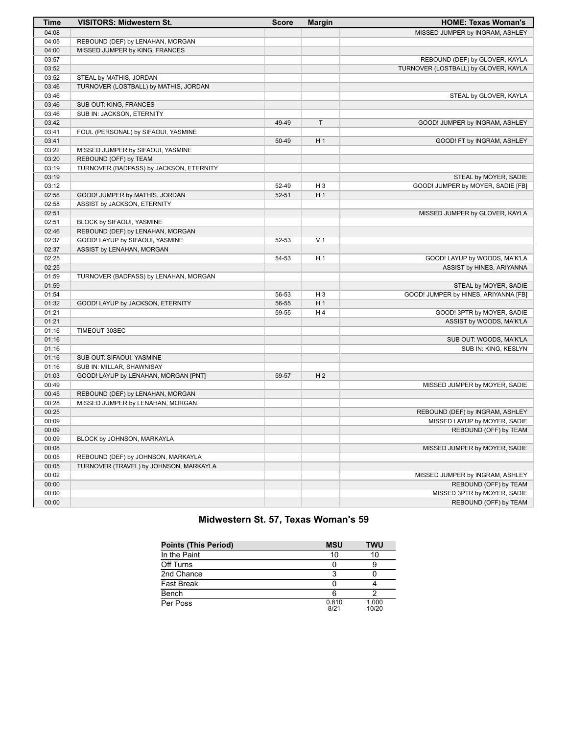| Time | VISITORS: Midwestern St. | Score | Margin | HOME: Texas Woman's |
| --- | --- | --- | --- | --- |
| 04:08 | | | | MISSED JUMPER by INGRAM, ASHLEY |
| 04:05 | REBOUND (DEF) by LENAHAN, MORGAN | | | |
| 04:00 | MISSED JUMPER by KING, FRANCES | | | |
| 03:57 | | | | REBOUND (DEF) by GLOVER, KAYLA |
| 03:52 | | | | TURNOVER (LOSTBALL) by GLOVER, KAYLA |
| 03:52 | STEAL by MATHIS, JORDAN | | | |
| 03:46 | TURNOVER (LOSTBALL) by MATHIS, JORDAN | | | |
| 03:46 | | | | STEAL by GLOVER, KAYLA |
| 03:46 | SUB OUT: KING, FRANCES | | | |
| 03:46 | SUB IN: JACKSON, ETERNITY | | | |
| 03:42 | | 49-49 | T | GOOD! JUMPER by INGRAM, ASHLEY |
| 03:41 | FOUL (PERSONAL) by SIFAOUI, YASMINE | | | |
| 03:41 | | 50-49 | H 1 | GOOD! FT by INGRAM, ASHLEY |
| 03:22 | MISSED JUMPER by SIFAOUI, YASMINE | | | |
| 03:20 | REBOUND (OFF) by TEAM | | | |
| 03:19 | TURNOVER (BADPASS) by JACKSON, ETERNITY | | | |
| 03:19 | | | | STEAL by MOYER, SADIE |
| 03:12 | | 52-49 | H 3 | GOOD! JUMPER by MOYER, SADIE [FB] |
| 02:58 | GOOD! JUMPER by MATHIS, JORDAN | 52-51 | H 1 | |
| 02:58 | ASSIST by JACKSON, ETERNITY | | | |
| 02:51 | | | | MISSED JUMPER by GLOVER, KAYLA |
| 02:51 | BLOCK by SIFAOUI, YASMINE | | | |
| 02:46 | REBOUND (DEF) by LENAHAN, MORGAN | | | |
| 02:37 | GOOD! LAYUP by SIFAOUI, YASMINE | 52-53 | V 1 | |
| 02:37 | ASSIST by LENAHAN, MORGAN | | | |
| 02:25 | | 54-53 | H 1 | GOOD! LAYUP by WOODS, MA'K'LA |
| 02:25 | | | | ASSIST by HINES, ARIYANNA |
| 01:59 | TURNOVER (BADPASS) by LENAHAN, MORGAN | | | |
| 01:59 | | | | STEAL by MOYER, SADIE |
| 01:54 | | 56-53 | H 3 | GOOD! JUMPER by HINES, ARIYANNA [FB] |
| 01:32 | GOOD! LAYUP by JACKSON, ETERNITY | 56-55 | H 1 | |
| 01:21 | | 59-55 | H 4 | GOOD! 3PTR by MOYER, SADIE |
| 01:21 | | | | ASSIST by WOODS, MA'K'LA |
| 01:16 | TIMEOUT 30SEC | | | |
| 01:16 | | | | SUB OUT: WOODS, MA'K'LA |
| 01:16 | | | | SUB IN: KING, KESLYN |
| 01:16 | SUB OUT: SIFAOUI, YASMINE | | | |
| 01:16 | SUB IN: MILLAR, SHAWNISAY | | | |
| 01:03 | GOOD! LAYUP by LENAHAN, MORGAN [PNT] | 59-57 | H 2 | |
| 00:49 | | | | MISSED JUMPER by MOYER, SADIE |
| 00:45 | REBOUND (DEF) by LENAHAN, MORGAN | | | |
| 00:28 | MISSED JUMPER by LENAHAN, MORGAN | | | |
| 00:25 | | | | REBOUND (DEF) by INGRAM, ASHLEY |
| 00:09 | | | | MISSED LAYUP by MOYER, SADIE |
| 00:09 | | | | REBOUND (OFF) by TEAM |
| 00:09 | BLOCK by JOHNSON, MARKAYLA | | | |
| 00:08 | | | | MISSED JUMPER by MOYER, SADIE |
| 00:05 | REBOUND (DEF) by JOHNSON, MARKAYLA | | | |
| 00:05 | TURNOVER (TRAVEL) by JOHNSON, MARKAYLA | | | |
| 00:02 | | | | MISSED JUMPER by INGRAM, ASHLEY |
| 00:00 | | | | REBOUND (OFF) by TEAM |
| 00:00 | | | | MISSED 3PTR by MOYER, SADIE |
| 00:00 | | | | REBOUND (OFF) by TEAM |

## Midwestern St. 57, Texas Woman's 59

| Points (This Period) | MSU | TWU |
| --- | --- | --- |
| In the Paint | 10 | 10 |
| Off Turns | 0 | 9 |
| 2nd Chance | 3 | 0 |
| Fast Break | 0 | 4 |
| Bench | 6 | 2 |
| Per Poss | 0.810 8/21 | 1.000 10/20 |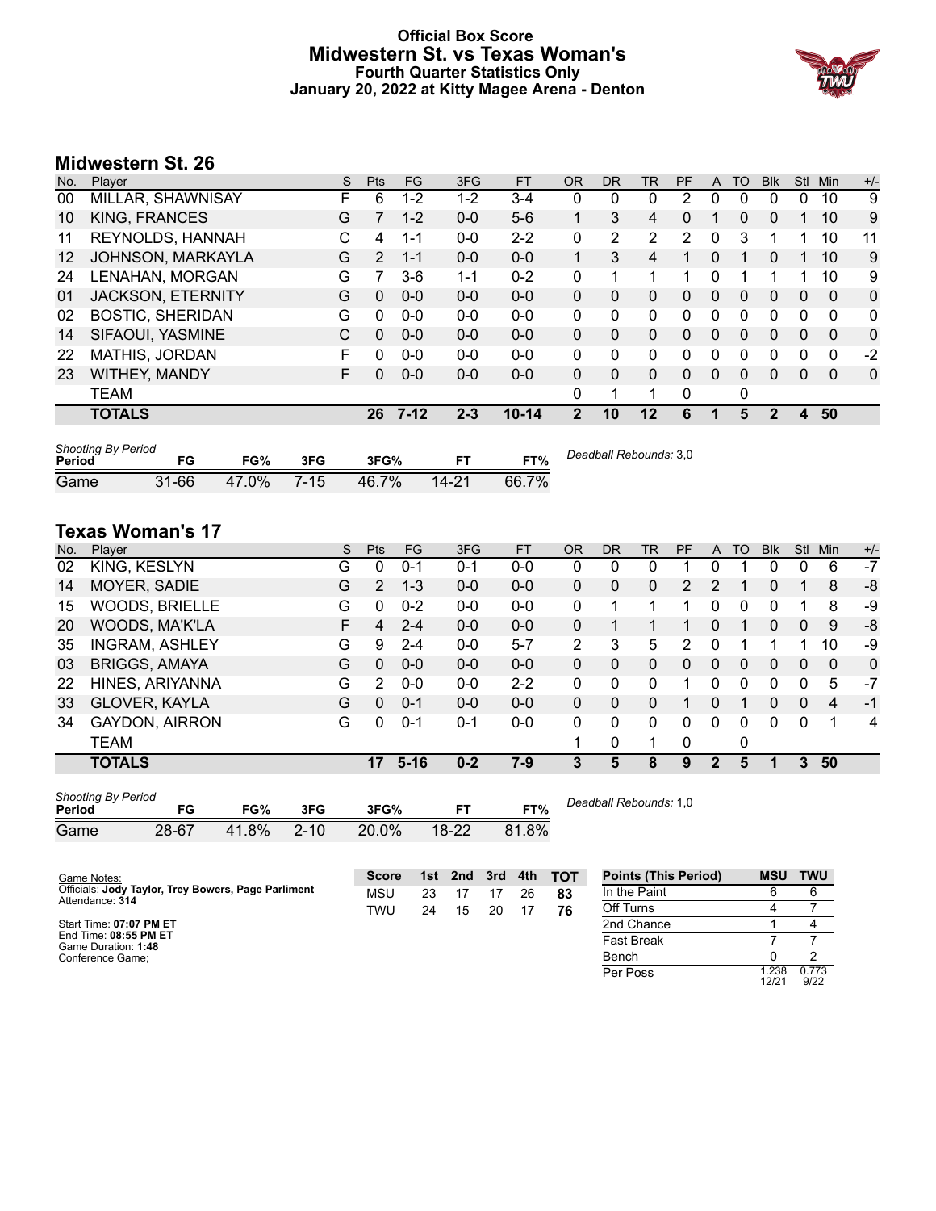# Official Box Score
## Midwestern St. vs Texas Woman's
### Fourth Quarter Statistics Only
### January 20, 2022 at Kitty Magee Arena - Denton

## Midwestern St. 26

| No. | Player | S | Pts | FG | 3FG | FT | OR | DR | TR | PF | A | TO | Blk | Stl | Min | +/- |
|---|---|---|---|---|---|---|---|---|---|---|---|---|---|---|---|---|
| 00 | MILLAR, SHAWNISAY | F | 6 | 1-2 | 1-2 | 3-4 | 0 | 0 | 0 | 2 | 0 | 0 | 0 | 0 | 10 | 9 |
| 10 | KING, FRANCES | G | 7 | 1-2 | 0-0 | 5-6 | 1 | 3 | 4 | 0 | 1 | 0 | 0 | 1 | 10 | 9 |
| 11 | REYNOLDS, HANNAH | C | 4 | 1-1 | 0-0 | 2-2 | 0 | 2 | 2 | 2 | 0 | 3 | 1 | 1 | 10 | 11 |
| 12 | JOHNSON, MARKAYLA | G | 2 | 1-1 | 0-0 | 0-0 | 1 | 3 | 4 | 1 | 0 | 1 | 0 | 1 | 10 | 9 |
| 24 | LENAHAN, MORGAN | G | 7 | 3-6 | 1-1 | 0-2 | 0 | 1 | 1 | 1 | 0 | 1 | 1 | 1 | 10 | 9 |
| 01 | JACKSON, ETERNITY | G | 0 | 0-0 | 0-0 | 0-0 | 0 | 0 | 0 | 0 | 0 | 0 | 0 | 0 | 0 | 0 |
| 02 | BOSTIC, SHERIDAN | G | 0 | 0-0 | 0-0 | 0-0 | 0 | 0 | 0 | 0 | 0 | 0 | 0 | 0 | 0 | 0 |
| 14 | SIFAOUI, YASMINE | C | 0 | 0-0 | 0-0 | 0-0 | 0 | 0 | 0 | 0 | 0 | 0 | 0 | 0 | 0 | 0 |
| 22 | MATHIS, JORDAN | F | 0 | 0-0 | 0-0 | 0-0 | 0 | 0 | 0 | 0 | 0 | 0 | 0 | 0 | 0 | -2 |
| 23 | WITHEY, MANDY | F | 0 | 0-0 | 0-0 | 0-0 | 0 | 0 | 0 | 0 | 0 | 0 | 0 | 0 | 0 | 0 |
| | TEAM | | | | | | 0 | 1 | 1 | 0 | | 0 | | | | |
| | **TOTALS** | | **26** | **7-12** | **2-3** | **10-14** | **2** | **10** | **12** | **6** | **1** | **5** | **2** | **4** | **50** | |

*Shooting By Period*

| Period | FG | FG% | 3FG | 3FG% | FT | FT% |
|---|---|---|---|---|---|---|
| Game | 31-66 | 47.0% | 7-15 | 46.7% | 14-21 | 66.7% |

*Deadball Rebounds:* 3,0

## Texas Woman's 17

| No. | Player | S | Pts | FG | 3FG | FT | OR | DR | TR | PF | A | TO | Blk | Stl | Min | +/- |
|---|---|---|---|---|---|---|---|---|---|---|---|---|---|---|---|---|
| 02 | KING, KESLYN | G | 0 | 0-1 | 0-1 | 0-0 | 0 | 0 | 0 | 1 | 0 | 1 | 0 | 0 | 6 | -7 |
| 14 | MOYER, SADIE | G | 2 | 1-3 | 0-0 | 0-0 | 0 | 0 | 0 | 2 | 2 | 1 | 0 | 1 | 8 | -8 |
| 15 | WOODS, BRIELLE | G | 0 | 0-2 | 0-0 | 0-0 | 0 | 1 | 1 | 1 | 0 | 0 | 0 | 1 | 8 | -9 |
| 20 | WOODS, MA'K'LA | F | 4 | 2-4 | 0-0 | 0-0 | 0 | 1 | 1 | 1 | 0 | 1 | 0 | 0 | 9 | -8 |
| 35 | INGRAM, ASHLEY | G | 9 | 2-4 | 0-0 | 5-7 | 2 | 3 | 5 | 2 | 0 | 1 | 1 | 1 | 10 | -9 |
| 03 | BRIGGS, AMAYA | G | 0 | 0-0 | 0-0 | 0-0 | 0 | 0 | 0 | 0 | 0 | 0 | 0 | 0 | 0 | 0 |
| 22 | HINES, ARIYANNA | G | 2 | 0-0 | 0-0 | 2-2 | 0 | 0 | 0 | 1 | 0 | 0 | 0 | 0 | 5 | -7 |
| 33 | GLOVER, KAYLA | G | 0 | 0-1 | 0-0 | 0-0 | 0 | 0 | 0 | 1 | 0 | 1 | 0 | 0 | 4 | -1 |
| 34 | GAYDON, AIRRON | G | 0 | 0-1 | 0-1 | 0-0 | 0 | 0 | 0 | 0 | 0 | 0 | 0 | 0 | 1 | 4 |
| | TEAM | | | | | | 1 | 0 | 1 | 0 | | 0 | | | | |
| | **TOTALS** | | **17** | **5-16** | **0-2** | **7-9** | **3** | **5** | **8** | **9** | **2** | **5** | **1** | **3** | **50** | |

*Shooting By Period*

| Period | FG | FG% | 3FG | 3FG% | FT | FT% |
|---|---|---|---|---|---|---|
| Game | 28-67 | 41.8% | 2-10 | 20.0% | 18-22 | 81.8% |

*Deadball Rebounds:* 1,0

Game Notes:
Officials: **Jody Taylor, Trey Bowers, Page Parliment**
Attendance: **314**

Start Time: **07:07 PM ET**
End Time: **08:55 PM ET**
Game Duration: **1:48**
Conference Game;

| Score | 1st | 2nd | 3rd | 4th | TOT |
|---|---|---|---|---|---|
| MSU | 23 | 17 | 17 | 26 | 83 |
| TWU | 24 | 15 | 20 | 17 | 76 |

| Points (This Period) | MSU | TWU |
|---|---|---|
| In the Paint | 6 | 6 |
| Off Turns | 4 | 7 |
| 2nd Chance | 1 | 4 |
| Fast Break | 7 | 7 |
| Bench | 0 | 2 |
| Per Poss | 1.238 12/21 | 0.773 9/22 |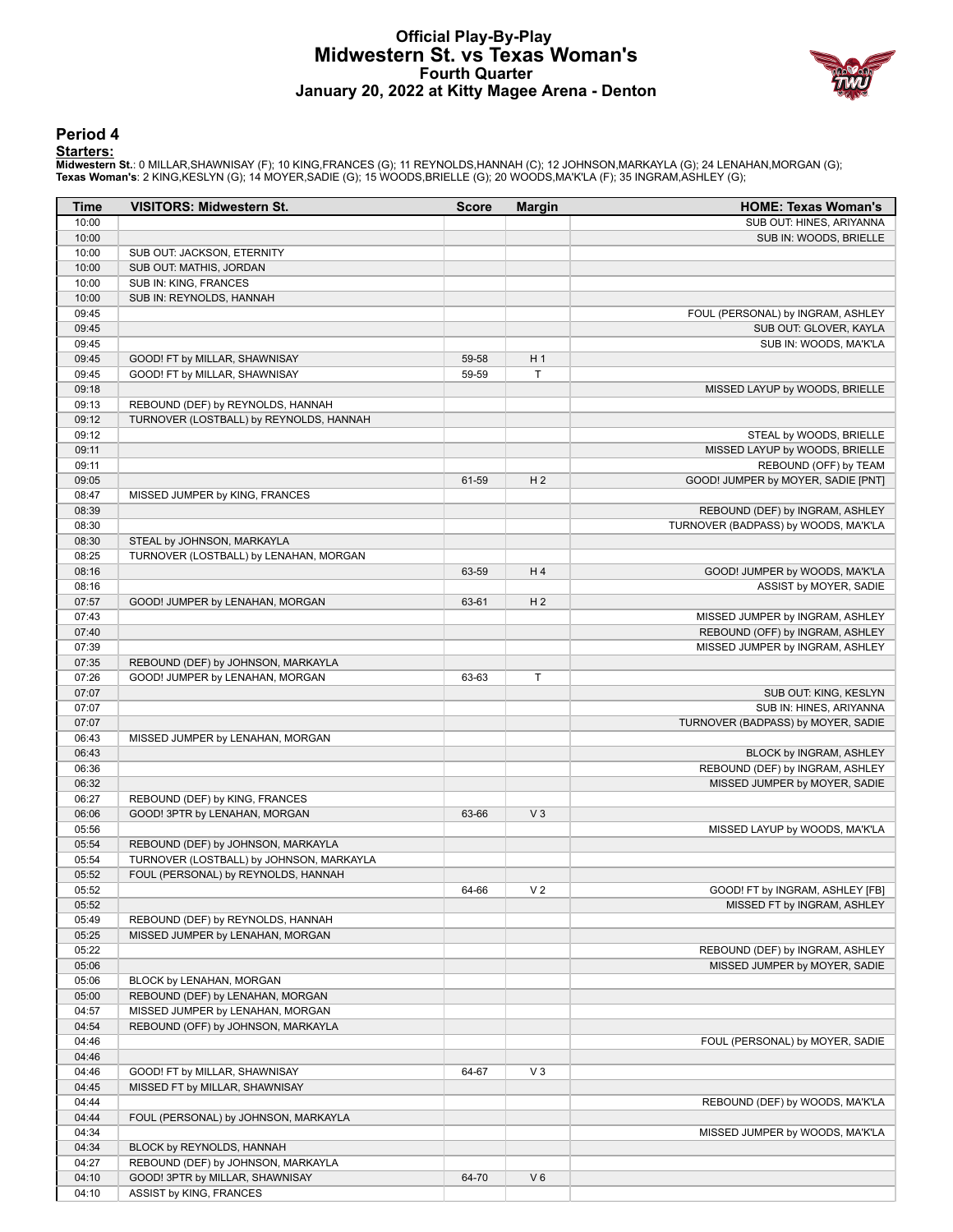# Official Play-By-Play
# Midwestern St. vs Texas Woman's
## Fourth Quarter
### January 20, 2022 at Kitty Magee Arena - Denton

## Period 4

**Starters:**

**Midwestern St.**: 0 MILLAR,SHAWNISAY (F); 10 KING,FRANCES (G); 11 REYNOLDS,HANNAH (C); 12 JOHNSON,MARKAYLA (G); 24 LENAHAN,MORGAN (G);
**Texas Woman's**: 2 KING,KESLYN (G); 14 MOYER,SADIE (G); 15 WOODS,BRIELLE (G); 20 WOODS,MA'K'LA (F); 35 INGRAM,ASHLEY (G);

| Time | VISITORS: Midwestern St. | Score | Margin | HOME: Texas Woman's |
|---|---|---|---|---|
| 10:00 | | | | SUB OUT: HINES, ARIYANNA |
| 10:00 | | | | SUB IN: WOODS, BRIELLE |
| 10:00 | SUB OUT: JACKSON, ETERNITY | | | |
| 10:00 | SUB OUT: MATHIS, JORDAN | | | |
| 10:00 | SUB IN: KING, FRANCES | | | |
| 10:00 | SUB IN: REYNOLDS, HANNAH | | | |
| 09:45 | | | | FOUL (PERSONAL) by INGRAM, ASHLEY |
| 09:45 | | | | SUB OUT: GLOVER, KAYLA |
| 09:45 | | | | SUB IN: WOODS, MA'K'LA |
| 09:45 | GOOD! FT by MILLAR, SHAWNISAY | 59-58 | H 1 | |
| 09:45 | GOOD! FT by MILLAR, SHAWNISAY | 59-59 | T | |
| 09:18 | | | | MISSED LAYUP by WOODS, BRIELLE |
| 09:13 | REBOUND (DEF) by REYNOLDS, HANNAH | | | |
| 09:12 | TURNOVER (LOSTBALL) by REYNOLDS, HANNAH | | | |
| 09:12 | | | | STEAL by WOODS, BRIELLE |
| 09:11 | | | | MISSED LAYUP by WOODS, BRIELLE |
| 09:11 | | | | REBOUND (OFF) by TEAM |
| 09:05 | | 61-59 | H 2 | GOOD! JUMPER by MOYER, SADIE [PNT] |
| 08:47 | MISSED JUMPER by KING, FRANCES | | | |
| 08:39 | | | | REBOUND (DEF) by INGRAM, ASHLEY |
| 08:30 | | | | TURNOVER (BADPASS) by WOODS, MA'K'LA |
| 08:30 | STEAL by JOHNSON, MARKAYLA | | | |
| 08:25 | TURNOVER (LOSTBALL) by LENAHAN, MORGAN | | | |
| 08:16 | | 63-59 | H 4 | GOOD! JUMPER by WOODS, MA'K'LA |
| 08:16 | | | | ASSIST by MOYER, SADIE |
| 07:57 | GOOD! JUMPER by LENAHAN, MORGAN | 63-61 | H 2 | |
| 07:43 | | | | MISSED JUMPER by INGRAM, ASHLEY |
| 07:40 | | | | REBOUND (OFF) by INGRAM, ASHLEY |
| 07:39 | | | | MISSED JUMPER by INGRAM, ASHLEY |
| 07:35 | REBOUND (DEF) by JOHNSON, MARKAYLA | | | |
| 07:26 | GOOD! JUMPER by LENAHAN, MORGAN | 63-63 | T | |
| 07:07 | | | | SUB OUT: KING, KESLYN |
| 07:07 | | | | SUB IN: HINES, ARIYANNA |
| 07:07 | | | | TURNOVER (BADPASS) by MOYER, SADIE |
| 06:43 | MISSED JUMPER by LENAHAN, MORGAN | | | |
| 06:43 | | | | BLOCK by INGRAM, ASHLEY |
| 06:36 | | | | REBOUND (DEF) by INGRAM, ASHLEY |
| 06:32 | | | | MISSED JUMPER by MOYER, SADIE |
| 06:27 | REBOUND (DEF) by KING, FRANCES | | | |
| 06:06 | GOOD! 3PTR by LENAHAN, MORGAN | 63-66 | V 3 | |
| 05:56 | | | | MISSED LAYUP by WOODS, MA'K'LA |
| 05:54 | REBOUND (DEF) by JOHNSON, MARKAYLA | | | |
| 05:54 | TURNOVER (LOSTBALL) by JOHNSON, MARKAYLA | | | |
| 05:52 | FOUL (PERSONAL) by REYNOLDS, HANNAH | | | |
| 05:52 | | 64-66 | V 2 | GOOD! FT by INGRAM, ASHLEY [FB] |
| 05:52 | | | | MISSED FT by INGRAM, ASHLEY |
| 05:49 | REBOUND (DEF) by REYNOLDS, HANNAH | | | |
| 05:25 | MISSED JUMPER by LENAHAN, MORGAN | | | |
| 05:22 | | | | REBOUND (DEF) by INGRAM, ASHLEY |
| 05:06 | | | | MISSED JUMPER by MOYER, SADIE |
| 05:06 | BLOCK by LENAHAN, MORGAN | | | |
| 05:00 | REBOUND (DEF) by LENAHAN, MORGAN | | | |
| 04:57 | MISSED JUMPER by LENAHAN, MORGAN | | | |
| 04:54 | REBOUND (OFF) by JOHNSON, MARKAYLA | | | |
| 04:46 | | | | FOUL (PERSONAL) by MOYER, SADIE |
| 04:46 | | | | |
| 04:46 | GOOD! FT by MILLAR, SHAWNISAY | 64-67 | V 3 | |
| 04:45 | MISSED FT by MILLAR, SHAWNISAY | | | |
| 04:44 | | | | REBOUND (DEF) by WOODS, MA'K'LA |
| 04:44 | FOUL (PERSONAL) by JOHNSON, MARKAYLA | | | |
| 04:34 | | | | MISSED JUMPER by WOODS, MA'K'LA |
| 04:34 | BLOCK by REYNOLDS, HANNAH | | | |
| 04:27 | REBOUND (DEF) by JOHNSON, MARKAYLA | | | |
| 04:10 | GOOD! 3PTR by MILLAR, SHAWNISAY | 64-70 | V 6 | |
| 04:10 | ASSIST by KING, FRANCES | | | |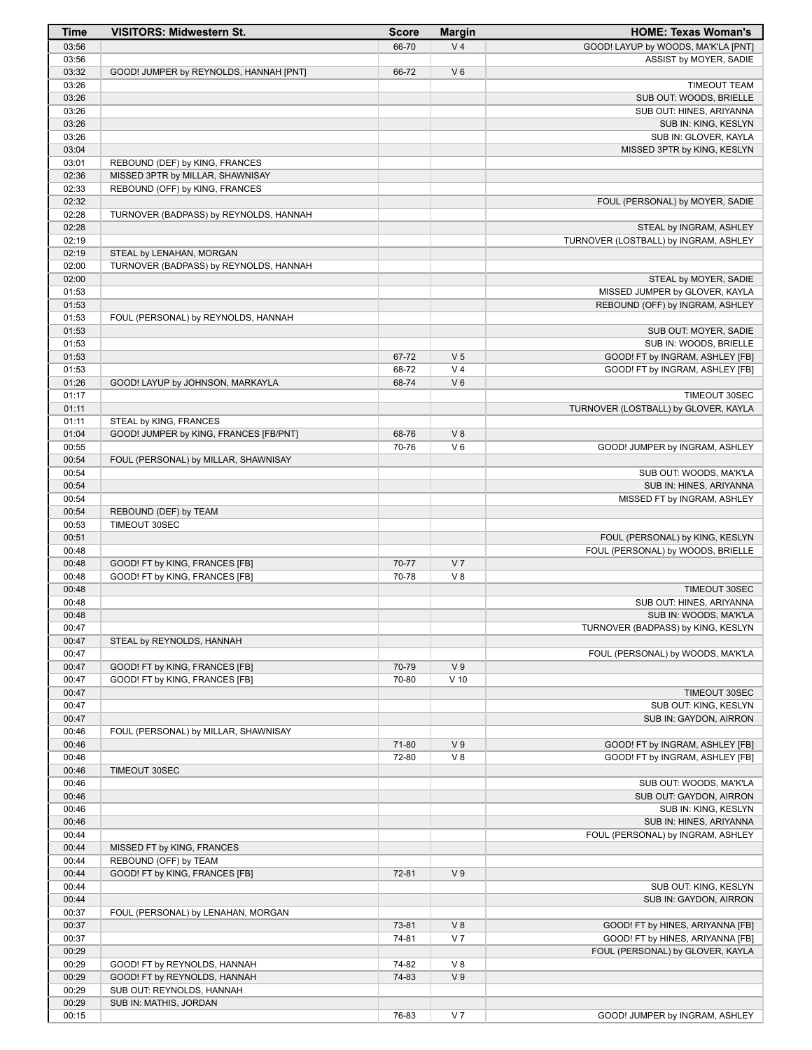| Time | VISITORS: Midwestern St. | Score | Margin | HOME: Texas Woman's |
| --- | --- | --- | --- | --- |
| 03:56 | | 66-70 | V 4 | GOOD! LAYUP by WOODS, MA'K'LA [PNT] |
| 03:56 | | | | ASSIST by MOYER, SADIE |
| 03:32 | GOOD! JUMPER by REYNOLDS, HANNAH [PNT] | 66-72 | V 6 | |
| 03:26 | | | | TIMEOUT TEAM |
| 03:26 | | | | SUB OUT: WOODS, BRIELLE |
| 03:26 | | | | SUB OUT: HINES, ARIYANNA |
| 03:26 | | | | SUB IN: KING, KESLYN |
| 03:26 | | | | SUB IN: GLOVER, KAYLA |
| 03:04 | | | | MISSED 3PTR by KING, KESLYN |
| 03:01 | REBOUND (DEF) by KING, FRANCES | | | |
| 02:36 | MISSED 3PTR by MILLAR, SHAWNISAY | | | |
| 02:33 | REBOUND (OFF) by KING, FRANCES | | | |
| 02:32 | | | | FOUL (PERSONAL) by MOYER, SADIE |
| 02:28 | TURNOVER (BADPASS) by REYNOLDS, HANNAH | | | |
| 02:28 | | | | STEAL by INGRAM, ASHLEY |
| 02:19 | | | | TURNOVER (LOSTBALL) by INGRAM, ASHLEY |
| 02:19 | STEAL by LENAHAN, MORGAN | | | |
| 02:00 | TURNOVER (BADPASS) by REYNOLDS, HANNAH | | | |
| 02:00 | | | | STEAL by MOYER, SADIE |
| 01:53 | | | | MISSED JUMPER by GLOVER, KAYLA |
| 01:53 | | | | REBOUND (OFF) by INGRAM, ASHLEY |
| 01:53 | FOUL (PERSONAL) by REYNOLDS, HANNAH | | | |
| 01:53 | | | | SUB OUT: MOYER, SADIE |
| 01:53 | | | | SUB IN: WOODS, BRIELLE |
| 01:53 | | 67-72 | V 5 | GOOD! FT by INGRAM, ASHLEY [FB] |
| 01:53 | | 68-72 | V 4 | GOOD! FT by INGRAM, ASHLEY [FB] |
| 01:26 | GOOD! LAYUP by JOHNSON, MARKAYLA | 68-74 | V 6 | |
| 01:17 | | | | TIMEOUT 30SEC |
| 01:11 | | | | TURNOVER (LOSTBALL) by GLOVER, KAYLA |
| 01:11 | STEAL by KING, FRANCES | | | |
| 01:04 | GOOD! JUMPER by KING, FRANCES [FB/PNT] | 68-76 | V 8 | |
| 00:55 | | 70-76 | V 6 | GOOD! JUMPER by INGRAM, ASHLEY |
| 00:54 | FOUL (PERSONAL) by MILLAR, SHAWNISAY | | | |
| 00:54 | | | | SUB OUT: WOODS, MA'K'LA |
| 00:54 | | | | SUB IN: HINES, ARIYANNA |
| 00:54 | | | | MISSED FT by INGRAM, ASHLEY |
| 00:54 | REBOUND (DEF) by TEAM | | | |
| 00:53 | TIMEOUT 30SEC | | | |
| 00:51 | | | | FOUL (PERSONAL) by KING, KESLYN |
| 00:48 | | | | FOUL (PERSONAL) by WOODS, BRIELLE |
| 00:48 | GOOD! FT by KING, FRANCES [FB] | 70-77 | V 7 | |
| 00:48 | GOOD! FT by KING, FRANCES [FB] | 70-78 | V 8 | |
| 00:48 | | | | TIMEOUT 30SEC |
| 00:48 | | | | SUB OUT: HINES, ARIYANNA |
| 00:48 | | | | SUB IN: WOODS, MA'K'LA |
| 00:47 | | | | TURNOVER (BADPASS) by KING, KESLYN |
| 00:47 | STEAL by REYNOLDS, HANNAH | | | |
| 00:47 | | | | FOUL (PERSONAL) by WOODS, MA'K'LA |
| 00:47 | GOOD! FT by KING, FRANCES [FB] | 70-79 | V 9 | |
| 00:47 | GOOD! FT by KING, FRANCES [FB] | 70-80 | V 10 | |
| 00:47 | | | | TIMEOUT 30SEC |
| 00:47 | | | | SUB OUT: KING, KESLYN |
| 00:47 | | | | SUB IN: GAYDON, AIRRON |
| 00:46 | FOUL (PERSONAL) by MILLAR, SHAWNISAY | | | |
| 00:46 | | 71-80 | V 9 | GOOD! FT by INGRAM, ASHLEY [FB] |
| 00:46 | | 72-80 | V 8 | GOOD! FT by INGRAM, ASHLEY [FB] |
| 00:46 | TIMEOUT 30SEC | | | |
| 00:46 | | | | SUB OUT: WOODS, MA'K'LA |
| 00:46 | | | | SUB OUT: GAYDON, AIRRON |
| 00:46 | | | | SUB IN: KING, KESLYN |
| 00:46 | | | | SUB IN: HINES, ARIYANNA |
| 00:44 | | | | FOUL (PERSONAL) by INGRAM, ASHLEY |
| 00:44 | MISSED FT by KING, FRANCES | | | |
| 00:44 | REBOUND (OFF) by TEAM | | | |
| 00:44 | GOOD! FT by KING, FRANCES [FB] | 72-81 | V 9 | |
| 00:44 | | | | SUB OUT: KING, KESLYN |
| 00:44 | | | | SUB IN: GAYDON, AIRRON |
| 00:37 | FOUL (PERSONAL) by LENAHAN, MORGAN | | | |
| 00:37 | | 73-81 | V 8 | GOOD! FT by HINES, ARIYANNA [FB] |
| 00:37 | | 74-81 | V 7 | GOOD! FT by HINES, ARIYANNA [FB] |
| 00:29 | | | | FOUL (PERSONAL) by GLOVER, KAYLA |
| 00:29 | GOOD! FT by REYNOLDS, HANNAH | 74-82 | V 8 | |
| 00:29 | GOOD! FT by REYNOLDS, HANNAH | 74-83 | V 9 | |
| 00:29 | SUB OUT: REYNOLDS, HANNAH | | | |
| 00:29 | SUB IN: MATHIS, JORDAN | | | |
| 00:15 | | 76-83 | V 7 | GOOD! JUMPER by INGRAM, ASHLEY |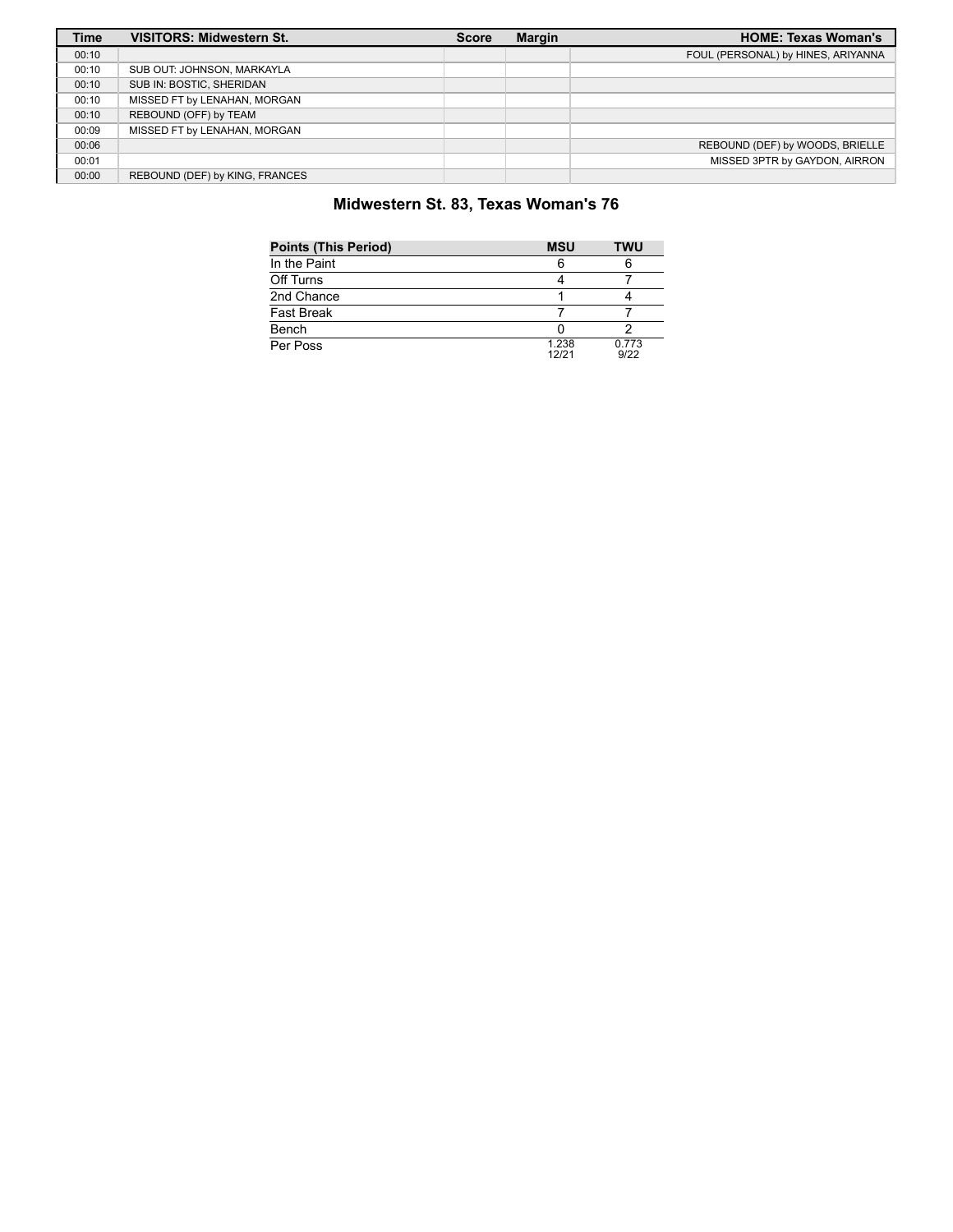| Time | VISITORS: Midwestern St. | Score | Margin | HOME: Texas Woman's |
| --- | --- | --- | --- | --- |
| 00:10 | | | | FOUL (PERSONAL) by HINES, ARIYANNA |
| 00:10 | SUB OUT: JOHNSON, MARKAYLA | | | |
| 00:10 | SUB IN: BOSTIC, SHERIDAN | | | |
| 00:10 | MISSED FT by LENAHAN, MORGAN | | | |
| 00:10 | REBOUND (OFF) by TEAM | | | |
| 00:09 | MISSED FT by LENAHAN, MORGAN | | | |
| 00:06 | | | | REBOUND (DEF) by WOODS, BRIELLE |
| 00:01 | | | | MISSED 3PTR by GAYDON, AIRRON |
| 00:00 | REBOUND (DEF) by KING, FRANCES | | | |

## Midwestern St. 83, Texas Woman's 76

| Points (This Period) | MSU | TWU |
| --- | --- | --- |
| In the Paint | 6 | 6 |
| Off Turns | 4 | 7 |
| 2nd Chance | 1 | 4 |
| Fast Break | 7 | 7 |
| Bench | 0 | 2 |
| Per Poss | 1.238 12/21 | 0.773 9/22 |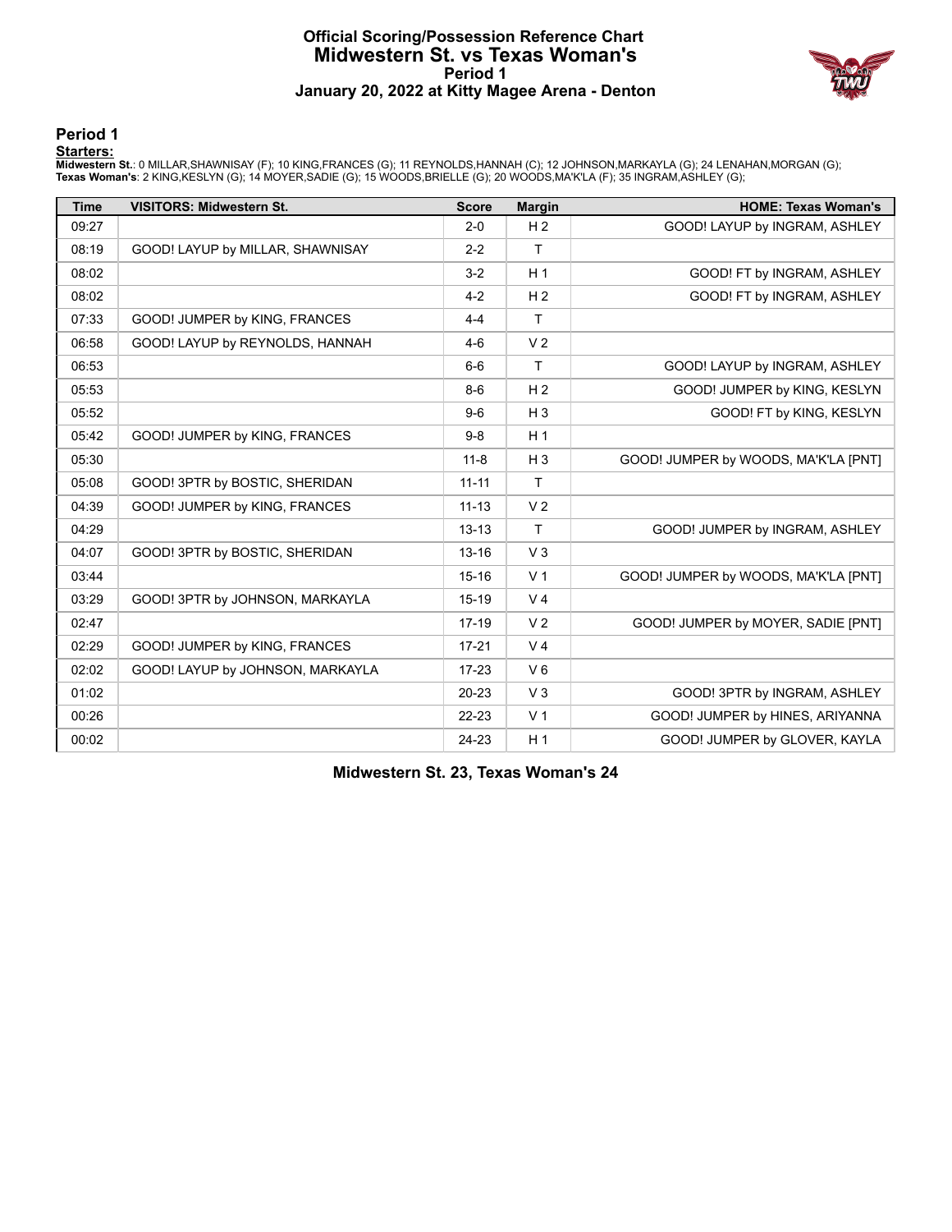# Official Scoring/Possession Reference Chart
## Midwestern St. vs Texas Woman's
### Period 1
### January 20, 2022 at Kitty Magee Arena - Denton

## Period 1

**Starters:**

**Midwestern St.**: 0 MILLAR,SHAWNISAY (F); 10 KING,FRANCES (G); 11 REYNOLDS,HANNAH (C); 12 JOHNSON,MARKAYLA (G); 24 LENAHAN,MORGAN (G);
**Texas Woman's**: 2 KING,KESLYN (G); 14 MOYER,SADIE (G); 15 WOODS,BRIELLE (G); 20 WOODS,MA'K'LA (F); 35 INGRAM,ASHLEY (G);

| Time | VISITORS: Midwestern St. | Score | Margin | HOME: Texas Woman's |
|---|---|---|---|---|
| 09:27 | | 2-0 | H 2 | GOOD! LAYUP by INGRAM, ASHLEY |
| 08:19 | GOOD! LAYUP by MILLAR, SHAWNISAY | 2-2 | T | |
| 08:02 | | 3-2 | H 1 | GOOD! FT by INGRAM, ASHLEY |
| 08:02 | | 4-2 | H 2 | GOOD! FT by INGRAM, ASHLEY |
| 07:33 | GOOD! JUMPER by KING, FRANCES | 4-4 | T | |
| 06:58 | GOOD! LAYUP by REYNOLDS, HANNAH | 4-6 | V 2 | |
| 06:53 | | 6-6 | T | GOOD! LAYUP by INGRAM, ASHLEY |
| 05:53 | | 8-6 | H 2 | GOOD! JUMPER by KING, KESLYN |
| 05:52 | | 9-6 | H 3 | GOOD! FT by KING, KESLYN |
| 05:42 | GOOD! JUMPER by KING, FRANCES | 9-8 | H 1 | |
| 05:30 | | 11-8 | H 3 | GOOD! JUMPER by WOODS, MA'K'LA [PNT] |
| 05:08 | GOOD! 3PTR by BOSTIC, SHERIDAN | 11-11 | T | |
| 04:39 | GOOD! JUMPER by KING, FRANCES | 11-13 | V 2 | |
| 04:29 | | 13-13 | T | GOOD! JUMPER by INGRAM, ASHLEY |
| 04:07 | GOOD! 3PTR by BOSTIC, SHERIDAN | 13-16 | V 3 | |
| 03:44 | | 15-16 | V 1 | GOOD! JUMPER by WOODS, MA'K'LA [PNT] |
| 03:29 | GOOD! 3PTR by JOHNSON, MARKAYLA | 15-19 | V 4 | |
| 02:47 | | 17-19 | V 2 | GOOD! JUMPER by MOYER, SADIE [PNT] |
| 02:29 | GOOD! JUMPER by KING, FRANCES | 17-21 | V 4 | |
| 02:02 | GOOD! LAYUP by JOHNSON, MARKAYLA | 17-23 | V 6 | |
| 01:02 | | 20-23 | V 3 | GOOD! 3PTR by INGRAM, ASHLEY |
| 00:26 | | 22-23 | V 1 | GOOD! JUMPER by HINES, ARIYANNA |
| 00:02 | | 24-23 | H 1 | GOOD! JUMPER by GLOVER, KAYLA |

**Midwestern St. 23, Texas Woman's 24**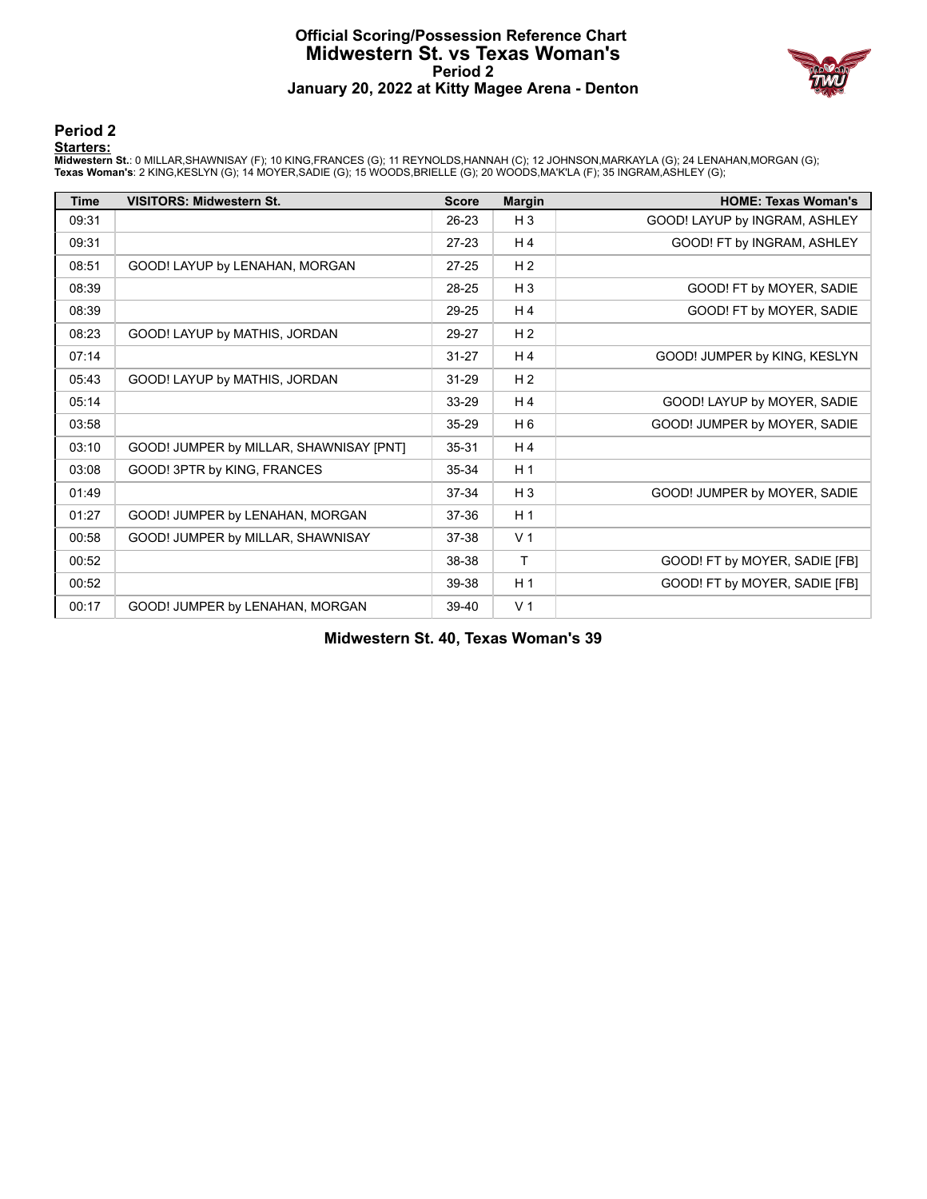# Official Scoring/Possession Reference Chart
## Midwestern St. vs Texas Woman's
### Period 2
### January 20, 2022 at Kitty Magee Arena - Denton

## Period 2

**Starters:**

**Midwestern St.**: 0 MILLAR,SHAWNISAY (F); 10 KING,FRANCES (G); 11 REYNOLDS,HANNAH (C); 12 JOHNSON,MARKAYLA (G); 24 LENAHAN,MORGAN (G);
**Texas Woman's**: 2 KING,KESLYN (G); 14 MOYER,SADIE (G); 15 WOODS,BRIELLE (G); 20 WOODS,MA'K'LA (F); 35 INGRAM,ASHLEY (G);

| Time | VISITORS: Midwestern St. | Score | Margin | HOME: Texas Woman's |
|---|---|---|---|---|
| 09:31 | | 26-23 | H 3 | GOOD! LAYUP by INGRAM, ASHLEY |
| 09:31 | | 27-23 | H 4 | GOOD! FT by INGRAM, ASHLEY |
| 08:51 | GOOD! LAYUP by LENAHAN, MORGAN | 27-25 | H 2 | |
| 08:39 | | 28-25 | H 3 | GOOD! FT by MOYER, SADIE |
| 08:39 | | 29-25 | H 4 | GOOD! FT by MOYER, SADIE |
| 08:23 | GOOD! LAYUP by MATHIS, JORDAN | 29-27 | H 2 | |
| 07:14 | | 31-27 | H 4 | GOOD! JUMPER by KING, KESLYN |
| 05:43 | GOOD! LAYUP by MATHIS, JORDAN | 31-29 | H 2 | |
| 05:14 | | 33-29 | H 4 | GOOD! LAYUP by MOYER, SADIE |
| 03:58 | | 35-29 | H 6 | GOOD! JUMPER by MOYER, SADIE |
| 03:10 | GOOD! JUMPER by MILLAR, SHAWNISAY [PNT] | 35-31 | H 4 | |
| 03:08 | GOOD! 3PTR by KING, FRANCES | 35-34 | H 1 | |
| 01:49 | | 37-34 | H 3 | GOOD! JUMPER by MOYER, SADIE |
| 01:27 | GOOD! JUMPER by LENAHAN, MORGAN | 37-36 | H 1 | |
| 00:58 | GOOD! JUMPER by MILLAR, SHAWNISAY | 37-38 | V 1 | |
| 00:52 | | 38-38 | T | GOOD! FT by MOYER, SADIE [FB] |
| 00:52 | | 39-38 | H 1 | GOOD! FT by MOYER, SADIE [FB] |
| 00:17 | GOOD! JUMPER by LENAHAN, MORGAN | 39-40 | V 1 | |

**Midwestern St. 40, Texas Woman's 39**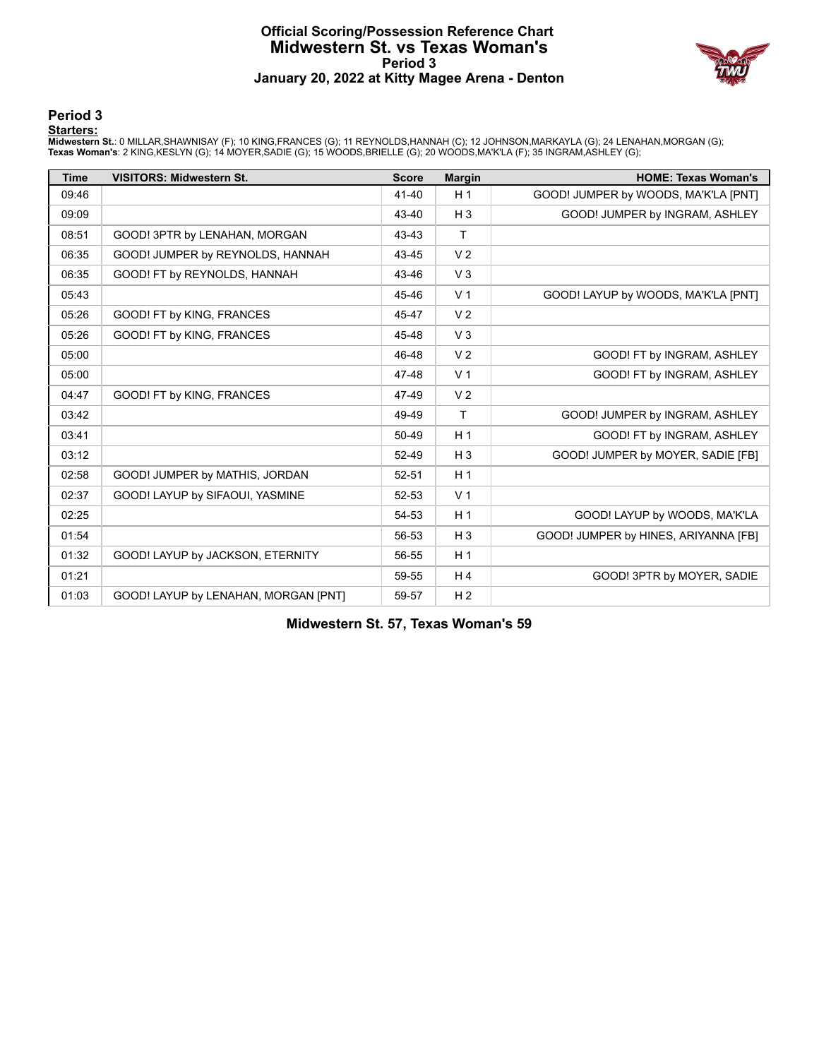# Official Scoring/Possession Reference Chart
## Midwestern St. vs Texas Woman's
### Period 3
### January 20, 2022 at Kitty Magee Arena - Denton

## Period 3

**Starters:**

**Midwestern St.**: 0 MILLAR,SHAWNISAY (F); 10 KING,FRANCES (G); 11 REYNOLDS,HANNAH (C); 12 JOHNSON,MARKAYLA (G); 24 LENAHAN,MORGAN (G);
**Texas Woman's**: 2 KING,KESLYN (G); 14 MOYER,SADIE (G); 15 WOODS,BRIELLE (G); 20 WOODS,MA'K'LA (F); 35 INGRAM,ASHLEY (G);

| Time | VISITORS: Midwestern St. | Score | Margin | HOME: Texas Woman's |
|---|---|---|---|---|
| 09:46 | | 41-40 | H 1 | GOOD! JUMPER by WOODS, MA'K'LA [PNT] |
| 09:09 | | 43-40 | H 3 | GOOD! JUMPER by INGRAM, ASHLEY |
| 08:51 | GOOD! 3PTR by LENAHAN, MORGAN | 43-43 | T | |
| 06:35 | GOOD! JUMPER by REYNOLDS, HANNAH | 43-45 | V 2 | |
| 06:35 | GOOD! FT by REYNOLDS, HANNAH | 43-46 | V 3 | |
| 05:43 | | 45-46 | V 1 | GOOD! LAYUP by WOODS, MA'K'LA [PNT] |
| 05:26 | GOOD! FT by KING, FRANCES | 45-47 | V 2 | |
| 05:26 | GOOD! FT by KING, FRANCES | 45-48 | V 3 | |
| 05:00 | | 46-48 | V 2 | GOOD! FT by INGRAM, ASHLEY |
| 05:00 | | 47-48 | V 1 | GOOD! FT by INGRAM, ASHLEY |
| 04:47 | GOOD! FT by KING, FRANCES | 47-49 | V 2 | |
| 03:42 | | 49-49 | T | GOOD! JUMPER by INGRAM, ASHLEY |
| 03:41 | | 50-49 | H 1 | GOOD! FT by INGRAM, ASHLEY |
| 03:12 | | 52-49 | H 3 | GOOD! JUMPER by MOYER, SADIE [FB] |
| 02:58 | GOOD! JUMPER by MATHIS, JORDAN | 52-51 | H 1 | |
| 02:37 | GOOD! LAYUP by SIFAOUI, YASMINE | 52-53 | V 1 | |
| 02:25 | | 54-53 | H 1 | GOOD! LAYUP by WOODS, MA'K'LA |
| 01:54 | | 56-53 | H 3 | GOOD! JUMPER by HINES, ARIYANNA [FB] |
| 01:32 | GOOD! LAYUP by JACKSON, ETERNITY | 56-55 | H 1 | |
| 01:21 | | 59-55 | H 4 | GOOD! 3PTR by MOYER, SADIE |
| 01:03 | GOOD! LAYUP by LENAHAN, MORGAN [PNT] | 59-57 | H 2 | |

**Midwestern St. 57, Texas Woman's 59**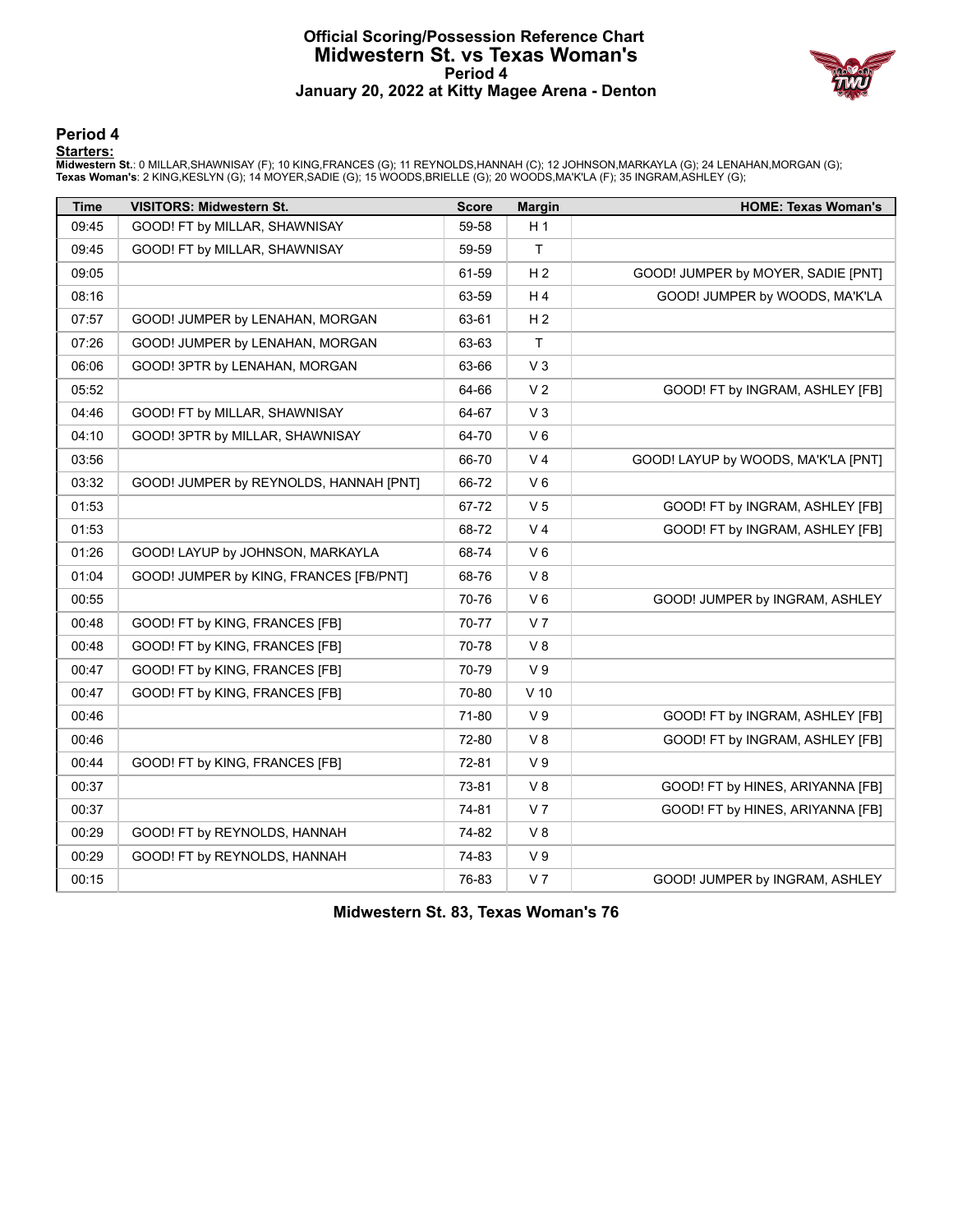# Official Scoring/Possession Reference Chart
## Midwestern St. vs Texas Woman's
### Period 4
### January 20, 2022 at Kitty Magee Arena - Denton

## Period 4

**Starters:**

**Midwestern St.**: 0 MILLAR,SHAWNISAY (F); 10 KING,FRANCES (G); 11 REYNOLDS,HANNAH (C); 12 JOHNSON,MARKAYLA (G); 24 LENAHAN,MORGAN (G);
**Texas Woman's**: 2 KING,KESLYN (G); 14 MOYER,SADIE (G); 15 WOODS,BRIELLE (G); 20 WOODS,MA'K'LA (F); 35 INGRAM,ASHLEY (G);

| Time | VISITORS: Midwestern St. | Score | Margin | HOME: Texas Woman's |
|---|---|---|---|---|
| 09:45 | GOOD! FT by MILLAR, SHAWNISAY | 59-58 | H 1 | |
| 09:45 | GOOD! FT by MILLAR, SHAWNISAY | 59-59 | T | |
| 09:05 | | 61-59 | H 2 | GOOD! JUMPER by MOYER, SADIE [PNT] |
| 08:16 | | 63-59 | H 4 | GOOD! JUMPER by WOODS, MA'K'LA |
| 07:57 | GOOD! JUMPER by LENAHAN, MORGAN | 63-61 | H 2 | |
| 07:26 | GOOD! JUMPER by LENAHAN, MORGAN | 63-63 | T | |
| 06:06 | GOOD! 3PTR by LENAHAN, MORGAN | 63-66 | V 3 | |
| 05:52 | | 64-66 | V 2 | GOOD! FT by INGRAM, ASHLEY [FB] |
| 04:46 | GOOD! FT by MILLAR, SHAWNISAY | 64-67 | V 3 | |
| 04:10 | GOOD! 3PTR by MILLAR, SHAWNISAY | 64-70 | V 6 | |
| 03:56 | | 66-70 | V 4 | GOOD! LAYUP by WOODS, MA'K'LA [PNT] |
| 03:32 | GOOD! JUMPER by REYNOLDS, HANNAH [PNT] | 66-72 | V 6 | |
| 01:53 | | 67-72 | V 5 | GOOD! FT by INGRAM, ASHLEY [FB] |
| 01:53 | | 68-72 | V 4 | GOOD! FT by INGRAM, ASHLEY [FB] |
| 01:26 | GOOD! LAYUP by JOHNSON, MARKAYLA | 68-74 | V 6 | |
| 01:04 | GOOD! JUMPER by KING, FRANCES [FB/PNT] | 68-76 | V 8 | |
| 00:55 | | 70-76 | V 6 | GOOD! JUMPER by INGRAM, ASHLEY |
| 00:48 | GOOD! FT by KING, FRANCES [FB] | 70-77 | V 7 | |
| 00:48 | GOOD! FT by KING, FRANCES [FB] | 70-78 | V 8 | |
| 00:47 | GOOD! FT by KING, FRANCES [FB] | 70-79 | V 9 | |
| 00:47 | GOOD! FT by KING, FRANCES [FB] | 70-80 | V 10 | |
| 00:46 | | 71-80 | V 9 | GOOD! FT by INGRAM, ASHLEY [FB] |
| 00:46 | | 72-80 | V 8 | GOOD! FT by INGRAM, ASHLEY [FB] |
| 00:44 | GOOD! FT by KING, FRANCES [FB] | 72-81 | V 9 | |
| 00:37 | | 73-81 | V 8 | GOOD! FT by HINES, ARIYANNA [FB] |
| 00:37 | | 74-81 | V 7 | GOOD! FT by HINES, ARIYANNA [FB] |
| 00:29 | GOOD! FT by REYNOLDS, HANNAH | 74-82 | V 8 | |
| 00:29 | GOOD! FT by REYNOLDS, HANNAH | 74-83 | V 9 | |
| 00:15 | | 76-83 | V 7 | GOOD! JUMPER by INGRAM, ASHLEY |

**Midwestern St. 83, Texas Woman's 76**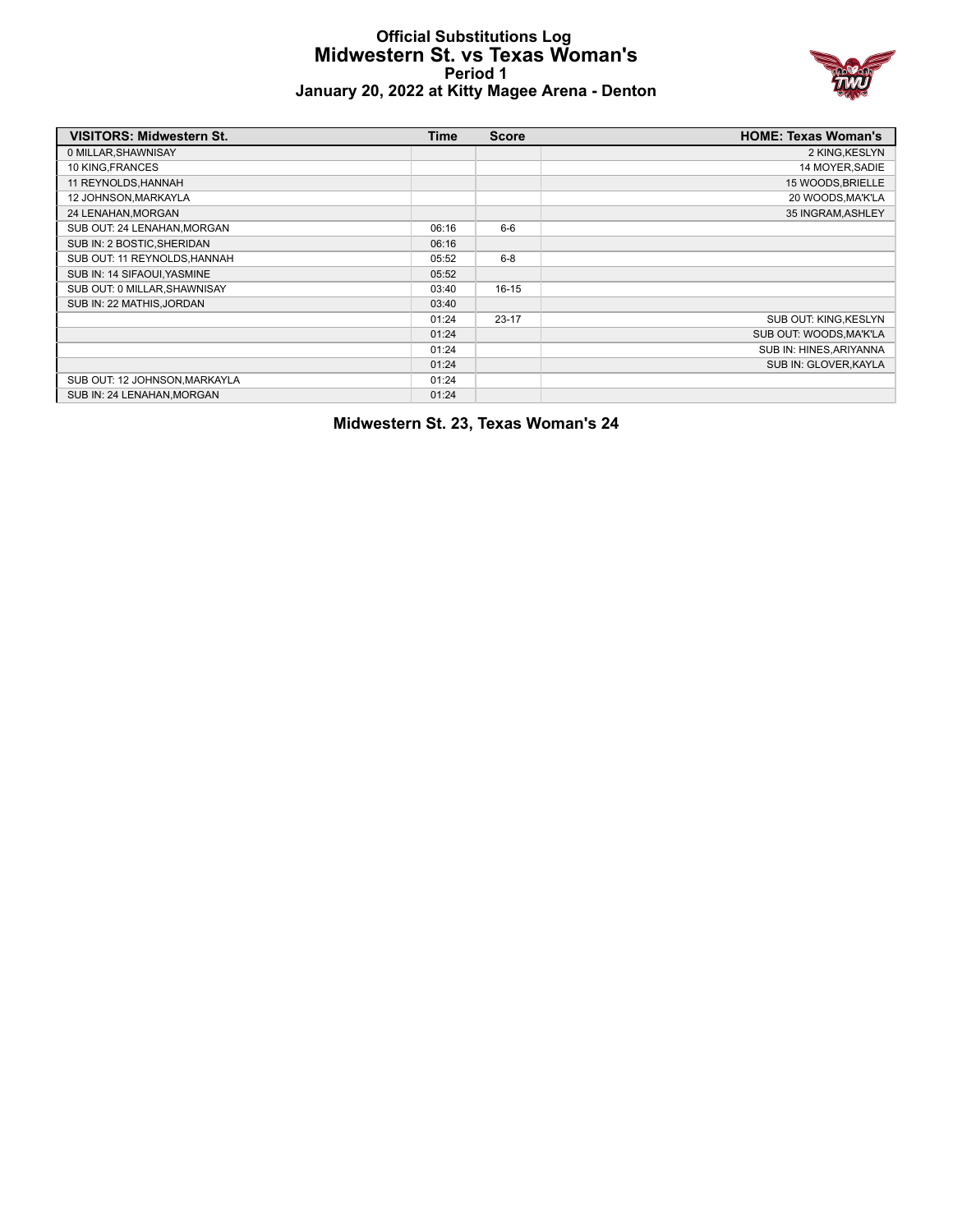# Official Substitutions Log
## Midwestern St. vs Texas Woman's
### Period 1
### January 20, 2022 at Kitty Magee Arena - Denton

| VISITORS: Midwestern St. | Time | Score | HOME: Texas Woman's |
|---|---|---|---|
| 0 MILLAR,SHAWNISAY | | | 2 KING,KESLYN |
| 10 KING,FRANCES | | | 14 MOYER,SADIE |
| 11 REYNOLDS,HANNAH | | | 15 WOODS,BRIELLE |
| 12 JOHNSON,MARKAYLA | | | 20 WOODS,MA'K'LA |
| 24 LENAHAN,MORGAN | | | 35 INGRAM,ASHLEY |
| SUB OUT: 24 LENAHAN,MORGAN | 06:16 | 6-6 | |
| SUB IN: 2 BOSTIC,SHERIDAN | 06:16 | | |
| SUB OUT: 11 REYNOLDS,HANNAH | 05:52 | 6-8 | |
| SUB IN: 14 SIFAOUI,YASMINE | 05:52 | | |
| SUB OUT: 0 MILLAR,SHAWNISAY | 03:40 | 16-15 | |
| SUB IN: 22 MATHIS,JORDAN | 03:40 | | |
| | 01:24 | 23-17 | SUB OUT: KING,KESLYN |
| | 01:24 | | SUB OUT: WOODS,MA'K'LA |
| | 01:24 | | SUB IN: HINES,ARIYANNA |
| | 01:24 | | SUB IN: GLOVER,KAYLA |
| SUB OUT: 12 JOHNSON,MARKAYLA | 01:24 | | |
| SUB IN: 24 LENAHAN,MORGAN | 01:24 | | |

**Midwestern St. 23, Texas Woman's 24**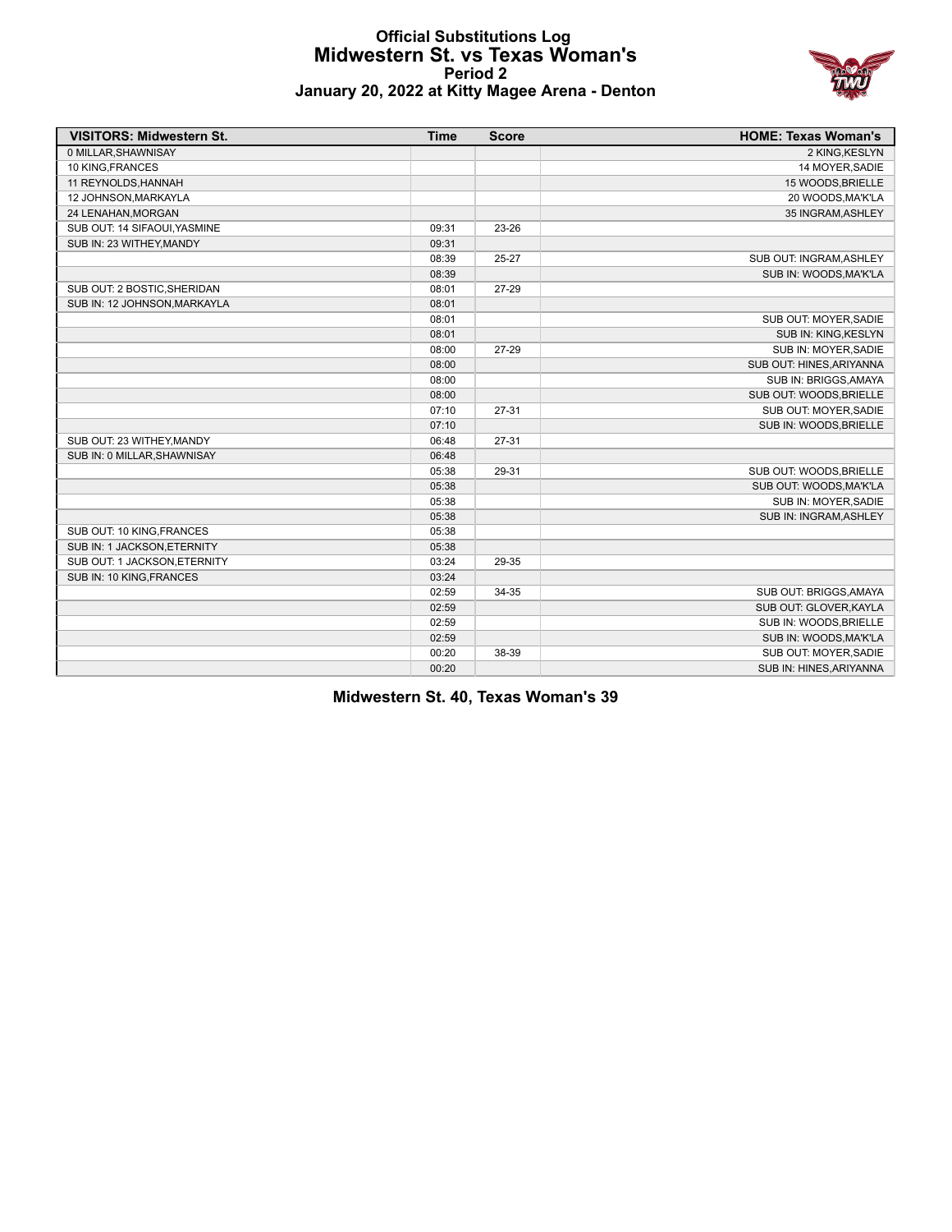# Official Substitutions Log
## Midwestern St. vs Texas Woman's
### Period 2
### January 20, 2022 at Kitty Magee Arena - Denton

| VISITORS: Midwestern St. | Time | Score | HOME: Texas Woman's |
|---|---|---|---|
| 0 MILLAR,SHAWNISAY | | | 2 KING,KESLYN |
| 10 KING,FRANCES | | | 14 MOYER,SADIE |
| 11 REYNOLDS,HANNAH | | | 15 WOODS,BRIELLE |
| 12 JOHNSON,MARKAYLA | | | 20 WOODS,MA'K'LA |
| 24 LENAHAN,MORGAN | | | 35 INGRAM,ASHLEY |
| SUB OUT: 14 SIFAOUI,YASMINE | 09:31 | 23-26 | |
| SUB IN: 23 WITHEY,MANDY | 09:31 | | |
| | 08:39 | 25-27 | SUB OUT: INGRAM,ASHLEY |
| | 08:39 | | SUB IN: WOODS,MA'K'LA |
| SUB OUT: 2 BOSTIC,SHERIDAN | 08:01 | 27-29 | |
| SUB IN: 12 JOHNSON,MARKAYLA | 08:01 | | |
| | 08:01 | | SUB OUT: MOYER,SADIE |
| | 08:01 | | SUB IN: KING,KESLYN |
| | 08:00 | 27-29 | SUB IN: MOYER,SADIE |
| | 08:00 | | SUB OUT: HINES,ARIYANNA |
| | 08:00 | | SUB IN: BRIGGS,AMAYA |
| | 08:00 | | SUB OUT: WOODS,BRIELLE |
| | 07:10 | 27-31 | SUB OUT: MOYER,SADIE |
| | 07:10 | | SUB IN: WOODS,BRIELLE |
| SUB OUT: 23 WITHEY,MANDY | 06:48 | 27-31 | |
| SUB IN: 0 MILLAR,SHAWNISAY | 06:48 | | |
| | 05:38 | 29-31 | SUB OUT: WOODS,BRIELLE |
| | 05:38 | | SUB OUT: WOODS,MA'K'LA |
| | 05:38 | | SUB IN: MOYER,SADIE |
| | 05:38 | | SUB IN: INGRAM,ASHLEY |
| SUB OUT: 10 KING,FRANCES | 05:38 | | |
| SUB IN: 1 JACKSON,ETERNITY | 05:38 | | |
| SUB OUT: 1 JACKSON,ETERNITY | 03:24 | 29-35 | |
| SUB IN: 10 KING,FRANCES | 03:24 | | |
| | 02:59 | 34-35 | SUB OUT: BRIGGS,AMAYA |
| | 02:59 | | SUB OUT: GLOVER,KAYLA |
| | 02:59 | | SUB IN: WOODS,BRIELLE |
| | 02:59 | | SUB IN: WOODS,MA'K'LA |
| | 00:20 | 38-39 | SUB OUT: MOYER,SADIE |
| | 00:20 | | SUB IN: HINES,ARIYANNA |

**Midwestern St. 40, Texas Woman's 39**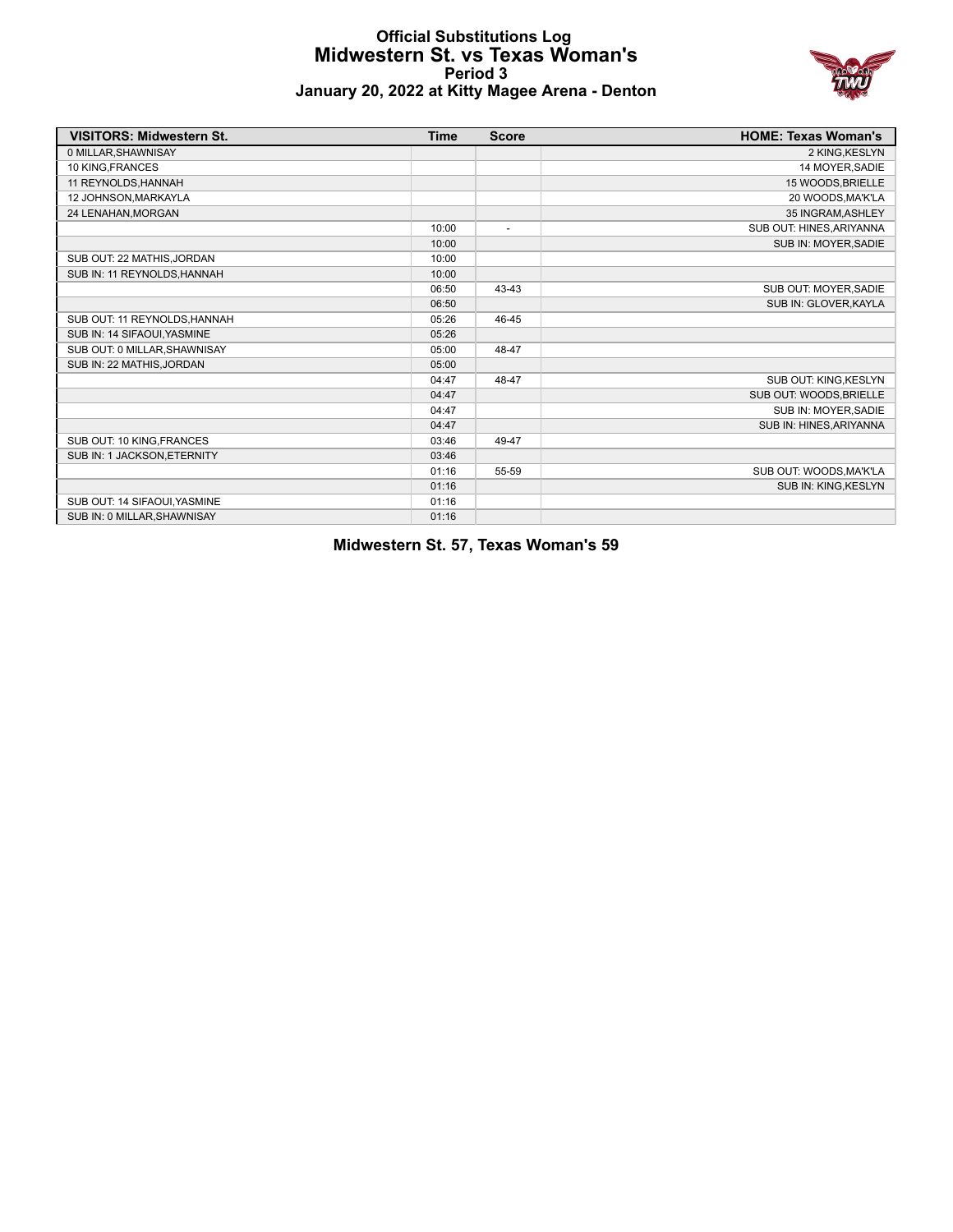# Official Substitutions Log
## Midwestern St. vs Texas Woman's
### Period 3
### January 20, 2022 at Kitty Magee Arena - Denton

| VISITORS: Midwestern St. | Time | Score | HOME: Texas Woman's |
|---|---|---|---|
| 0 MILLAR,SHAWNISAY | | | 2 KING,KESLYN |
| 10 KING,FRANCES | | | 14 MOYER,SADIE |
| 11 REYNOLDS,HANNAH | | | 15 WOODS,BRIELLE |
| 12 JOHNSON,MARKAYLA | | | 20 WOODS,MA'K'LA |
| 24 LENAHAN,MORGAN | | | 35 INGRAM,ASHLEY |
| | 10:00 | - | SUB OUT: HINES,ARIYANNA |
| | 10:00 | | SUB IN: MOYER,SADIE |
| SUB OUT: 22 MATHIS,JORDAN | 10:00 | | |
| SUB IN: 11 REYNOLDS,HANNAH | 10:00 | | |
| | 06:50 | 43-43 | SUB OUT: MOYER,SADIE |
| | 06:50 | | SUB IN: GLOVER,KAYLA |
| SUB OUT: 11 REYNOLDS,HANNAH | 05:26 | 46-45 | |
| SUB IN: 14 SIFAOUI,YASMINE | 05:26 | | |
| SUB OUT: 0 MILLAR,SHAWNISAY | 05:00 | 48-47 | |
| SUB IN: 22 MATHIS,JORDAN | 05:00 | | |
| | 04:47 | 48-47 | SUB OUT: KING,KESLYN |
| | 04:47 | | SUB OUT: WOODS,BRIELLE |
| | 04:47 | | SUB IN: MOYER,SADIE |
| | 04:47 | | SUB IN: HINES,ARIYANNA |
| SUB OUT: 10 KING,FRANCES | 03:46 | 49-47 | |
| SUB IN: 1 JACKSON,ETERNITY | 03:46 | | |
| | 01:16 | 55-59 | SUB OUT: WOODS,MA'K'LA |
| | 01:16 | | SUB IN: KING,KESLYN |
| SUB OUT: 14 SIFAOUI,YASMINE | 01:16 | | |
| SUB IN: 0 MILLAR,SHAWNISAY | 01:16 | | |

**Midwestern St. 57, Texas Woman's 59**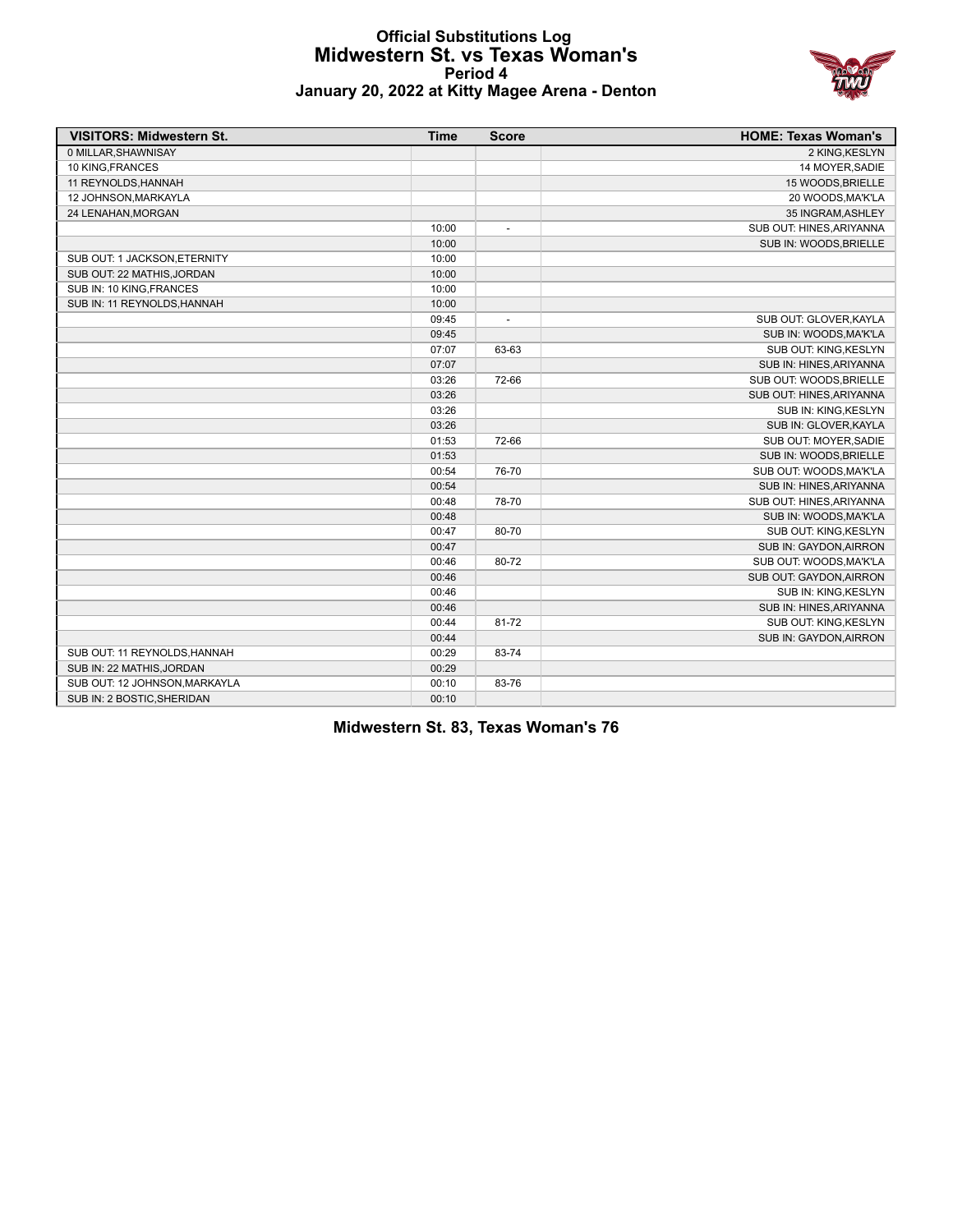# Official Substitutions Log
## Midwestern St. vs Texas Woman's
### Period 4
### January 20, 2022 at Kitty Magee Arena - Denton

| VISITORS: Midwestern St. | Time | Score | HOME: Texas Woman's |
|---|---|---|---|
| 0 MILLAR,SHAWNISAY | | | 2 KING,KESLYN |
| 10 KING,FRANCES | | | 14 MOYER,SADIE |
| 11 REYNOLDS,HANNAH | | | 15 WOODS,BRIELLE |
| 12 JOHNSON,MARKAYLA | | | 20 WOODS,MA'K'LA |
| 24 LENAHAN,MORGAN | | | 35 INGRAM,ASHLEY |
| | 10:00 | - | SUB OUT: HINES,ARIYANNA |
| | 10:00 | | SUB IN: WOODS,BRIELLE |
| SUB OUT: 1 JACKSON,ETERNITY | 10:00 | | |
| SUB OUT: 22 MATHIS,JORDAN | 10:00 | | |
| SUB IN: 10 KING,FRANCES | 10:00 | | |
| SUB IN: 11 REYNOLDS,HANNAH | 10:00 | | |
| | 09:45 | - | SUB OUT: GLOVER,KAYLA |
| | 09:45 | | SUB IN: WOODS,MA'K'LA |
| | 07:07 | 63-63 | SUB OUT: KING,KESLYN |
| | 07:07 | | SUB IN: HINES,ARIYANNA |
| | 03:26 | 72-66 | SUB OUT: WOODS,BRIELLE |
| | 03:26 | | SUB OUT: HINES,ARIYANNA |
| | 03:26 | | SUB IN: KING,KESLYN |
| | 03:26 | | SUB IN: GLOVER,KAYLA |
| | 01:53 | 72-66 | SUB OUT: MOYER,SADIE |
| | 01:53 | | SUB IN: WOODS,BRIELLE |
| | 00:54 | 76-70 | SUB OUT: WOODS,MA'K'LA |
| | 00:54 | | SUB IN: HINES,ARIYANNA |
| | 00:48 | 78-70 | SUB OUT: HINES,ARIYANNA |
| | 00:48 | | SUB IN: WOODS,MA'K'LA |
| | 00:47 | 80-70 | SUB OUT: KING,KESLYN |
| | 00:47 | | SUB IN: GAYDON,AIRRON |
| | 00:46 | 80-72 | SUB OUT: WOODS,MA'K'LA |
| | 00:46 | | SUB OUT: GAYDON,AIRRON |
| | 00:46 | | SUB IN: KING,KESLYN |
| | 00:46 | | SUB IN: HINES,ARIYANNA |
| | 00:44 | 81-72 | SUB OUT: KING,KESLYN |
| | 00:44 | | SUB IN: GAYDON,AIRRON |
| SUB OUT: 11 REYNOLDS,HANNAH | 00:29 | 83-74 | |
| SUB IN: 22 MATHIS,JORDAN | 00:29 | | |
| SUB OUT: 12 JOHNSON,MARKAYLA | 00:10 | 83-76 | |
| SUB IN: 2 BOSTIC,SHERIDAN | 00:10 | | |

**Midwestern St. 83, Texas Woman's 76**